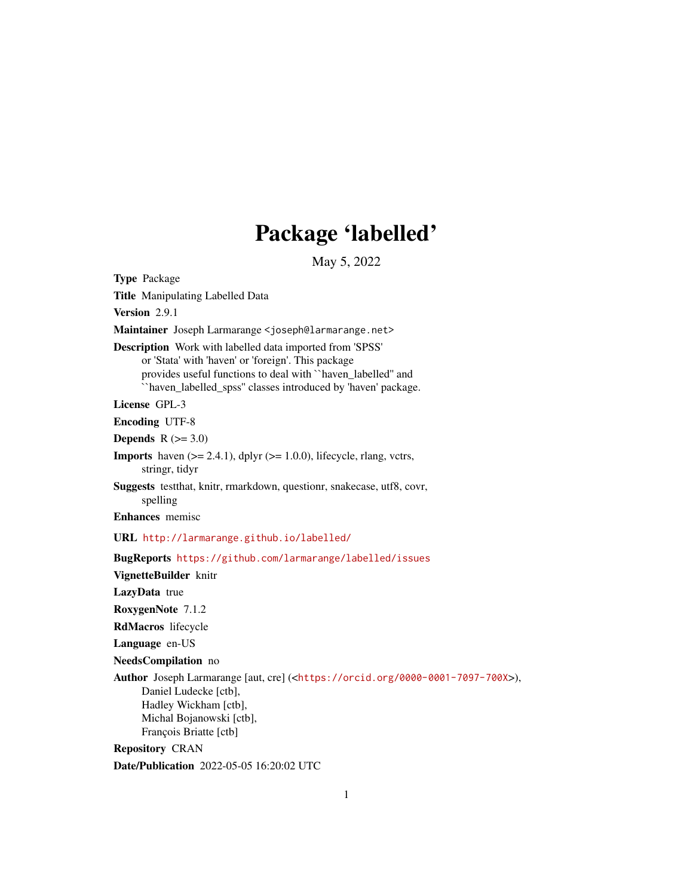# Package 'labelled'

May 5, 2022

**Type** Package

**Title** Manipulating Labelled Data

**Version** 2.9.1

**Maintainer** Joseph Larmarange <joseph@larmarange.net>

**Description** Work with labelled data imported from 'SPSS' or 'Stata' with 'haven' or 'foreign'. This package provides useful functions to deal with ``haven_labelled'' and ``haven_labelled_spss'' classes introduced by 'haven' package.

**License** GPL-3

**Encoding** UTF-8

**Depends** R (>= 3.0)

**Imports** haven (>= 2.4.1), dplyr (>= 1.0.0), lifecycle, rlang, vctrs, stringr, tidyr

**Suggests** testthat, knitr, rmarkdown, questionr, snakecase, utf8, covr, spelling

**Enhances** memisc

**URL** http://larmarange.github.io/labelled/

**BugReports** https://github.com/larmarange/labelled/issues

**VignetteBuilder** knitr

**LazyData** true

**RoxygenNote** 7.1.2

**RdMacros** lifecycle

**Language** en-US

**NeedsCompilation** no

**Author** Joseph Larmarange [aut, cre] (<https://orcid.org/0000-0001-7097-700X>), Daniel Ludecke [ctb], Hadley Wickham [ctb], Michal Bojanowski [ctb], François Briatte [ctb]

**Repository** CRAN

**Date/Publication** 2022-05-05 16:20:02 UTC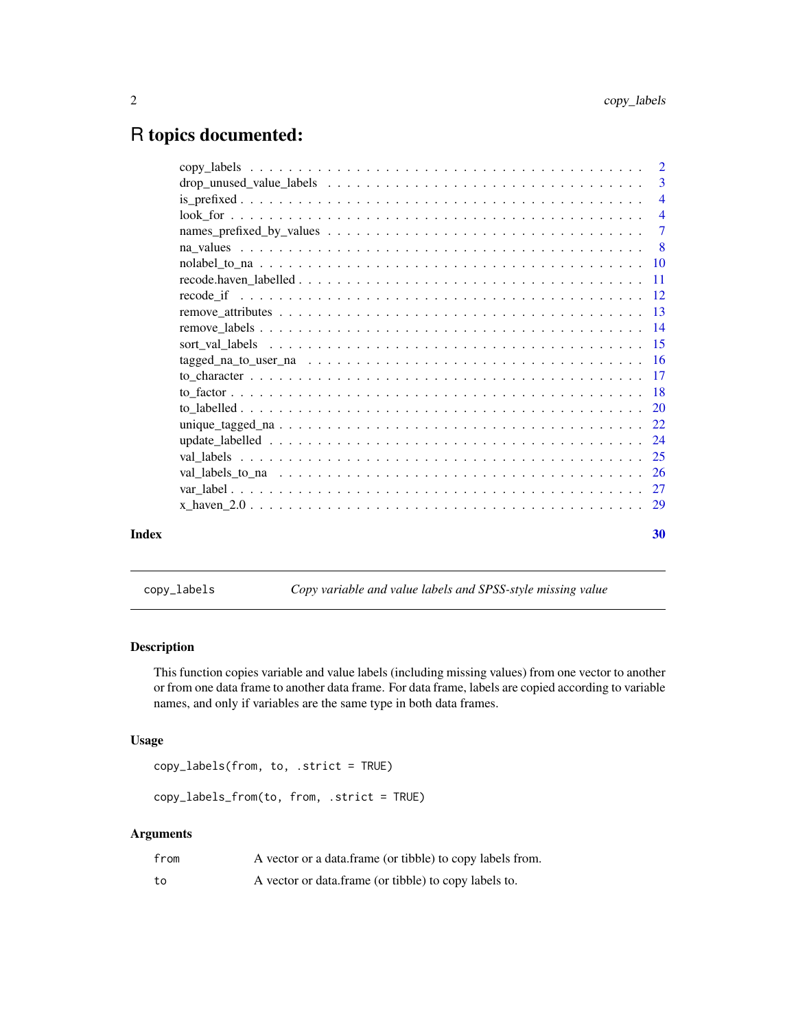# R topics documented:

| | |
|---|---|
| copy_labels | 2 |
| drop_unused_value_labels | 3 |
| is_prefixed | 4 |
| look_for | 4 |
| names_prefixed_by_values | 7 |
| na_values | 8 |
| nolabel_to_na | 10 |
| recode.haven_labelled | 11 |
| recode_if | 12 |
| remove_attributes | 13 |
| remove_labels | 14 |
| sort_val_labels | 15 |
| tagged_na_to_user_na | 16 |
| to_character | 17 |
| to_factor | 18 |
| to_labelled | 20 |
| unique_tagged_na | 22 |
| update_labelled | 24 |
| val_labels | 25 |
| val_labels_to_na | 26 |
| var_label | 27 |
| x_haven_2.0 | 29 |
| **Index** | **30** |

---

## copy_labels — *Copy variable and value labels and SPSS-style missing value*

### Description

This function copies variable and value labels (including missing values) from one vector to another or from one data frame to another data frame. For data frame, labels are copied according to variable names, and only if variables are the same type in both data frames.

### Usage

```
copy_labels(from, to, .strict = TRUE)

copy_labels_from(to, from, .strict = TRUE)
```

### Arguments

| | |
|---|---|
| `from` | A vector or a data.frame (or tibble) to copy labels from. |
| `to` | A vector or data.frame (or tibble) to copy labels to. |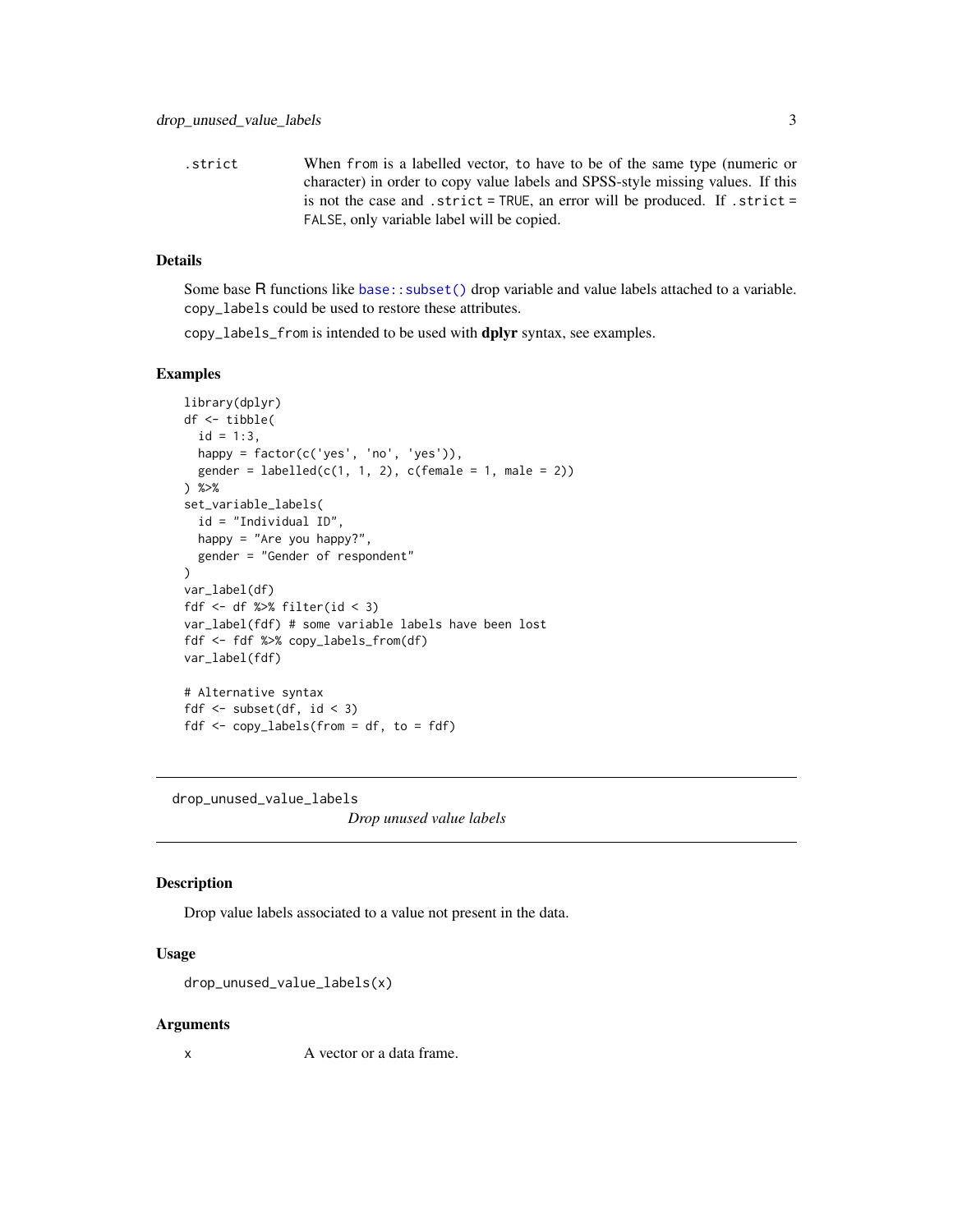.strict When from is a labelled vector, to have to be of the same type (numeric or character) in order to copy value labels and SPSS-style missing values. If this is not the case and .strict = TRUE, an error will be produced. If .strict = FALSE, only variable label will be copied.

### Details

Some base R functions like `base::subset()` drop variable and value labels attached to a variable. `copy_labels` could be used to restore these attributes.

`copy_labels_from` is intended to be used with **dplyr** syntax, see examples.

### Examples

```
library(dplyr)
df <- tibble(
  id = 1:3,
  happy = factor(c('yes', 'no', 'yes')),
  gender = labelled(c(1, 1, 2), c(female = 1, male = 2))
) %>%
set_variable_labels(
  id = "Individual ID",
  happy = "Are you happy?",
  gender = "Gender of respondent"
)
var_label(df)
fdf <- df %>% filter(id < 3)
var_label(fdf) # some variable labels have been lost
fdf <- fdf %>% copy_labels_from(df)
var_label(fdf)

# Alternative syntax
fdf <- subset(df, id < 3)
fdf <- copy_labels(from = df, to = fdf)
```

---

## drop_unused_value_labels *Drop unused value labels*

---

### Description

Drop value labels associated to a value not present in the data.

### Usage

```
drop_unused_value_labels(x)
```

### Arguments

x A vector or a data frame.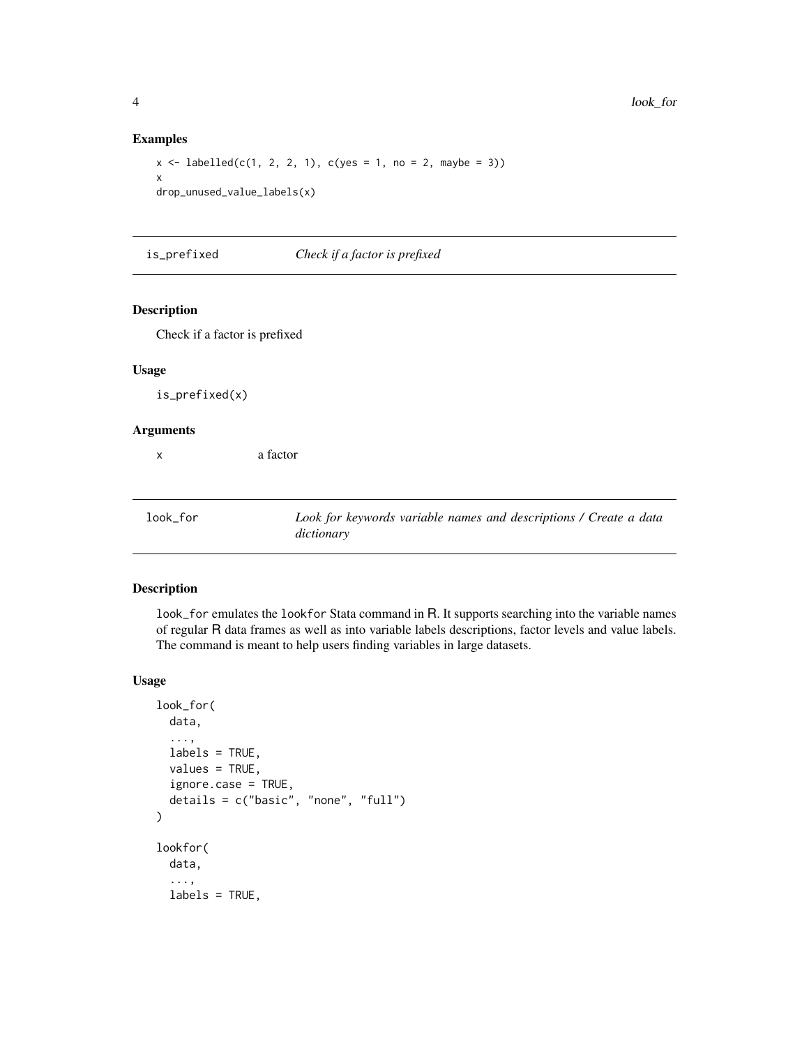### Examples

```
x <- labelled(c(1, 2, 2, 1), c(yes = 1, no = 2, maybe = 3))
x
drop_unused_value_labels(x)
```

## is_prefixed *Check if a factor is prefixed*

### Description

Check if a factor is prefixed

### Usage

```
is_prefixed(x)
```

### Arguments

| | |
|---|---|
| x | a factor |

## look_for *Look for keywords variable names and descriptions / Create a data dictionary*

### Description

look_for emulates the lookfor Stata command in R. It supports searching into the variable names of regular R data frames as well as into variable labels descriptions, factor levels and value labels. The command is meant to help users finding variables in large datasets.

### Usage

```
look_for(
  data,
  ...,
  labels = TRUE,
  values = TRUE,
  ignore.case = TRUE,
  details = c("basic", "none", "full")
)

lookfor(
  data,
  ...,
  labels = TRUE,
```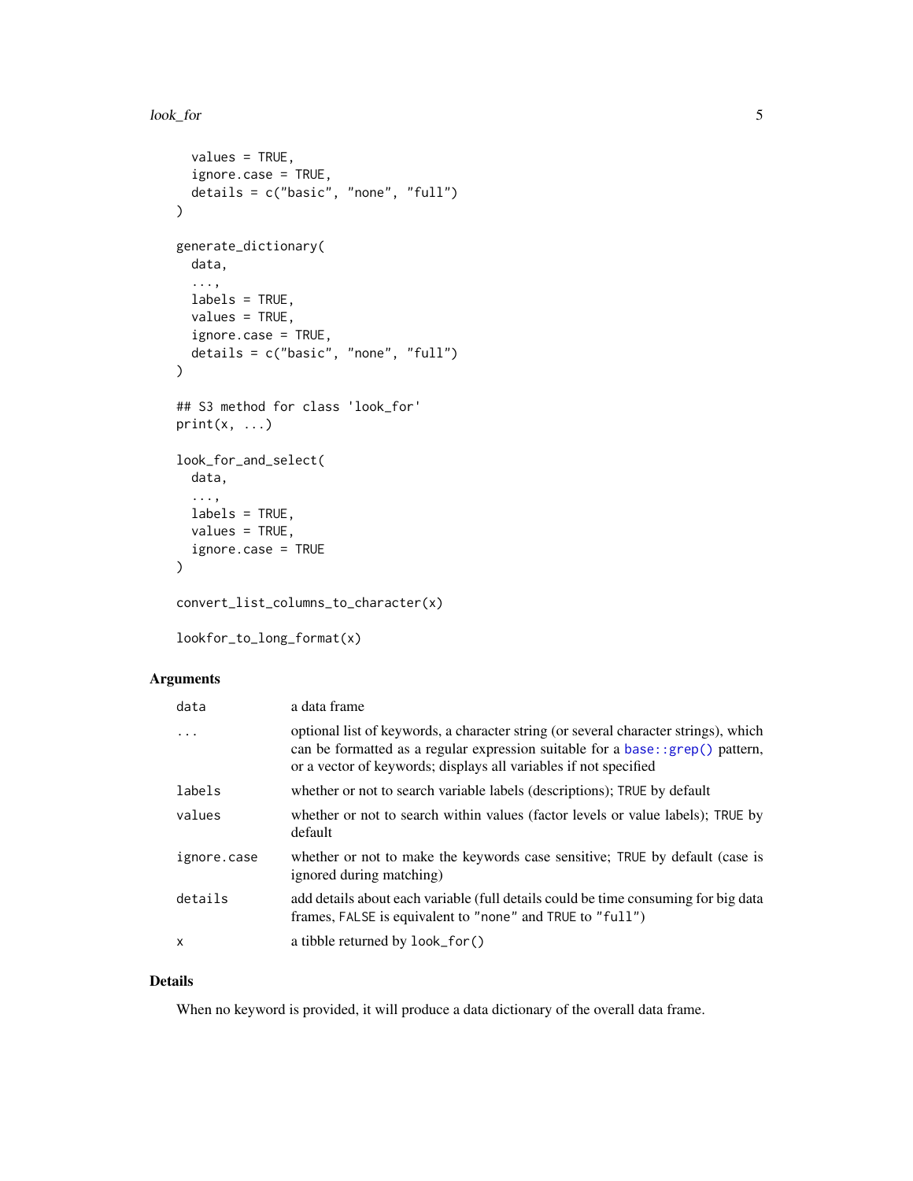```
  values = TRUE,
  ignore.case = TRUE,
  details = c("basic", "none", "full")
)

generate_dictionary(
  data,
  ...,
  labels = TRUE,
  values = TRUE,
  ignore.case = TRUE,
  details = c("basic", "none", "full")
)

## S3 method for class 'look_for'
print(x, ...)

look_for_and_select(
  data,
  ...,
  labels = TRUE,
  values = TRUE,
  ignore.case = TRUE
)

convert_list_columns_to_character(x)

lookfor_to_long_format(x)
```

## Arguments

| | |
|---|---|
| `data` | a data frame |
| `...` | optional list of keywords, a character string (or several character strings), which can be formatted as a regular expression suitable for a `base::grep()` pattern, or a vector of keywords; displays all variables if not specified |
| `labels` | whether or not to search variable labels (descriptions); `TRUE` by default |
| `values` | whether or not to search within values (factor levels or value labels); `TRUE` by default |
| `ignore.case` | whether or not to make the keywords case sensitive; `TRUE` by default (case is ignored during matching) |
| `details` | add details about each variable (full details could be time consuming for big data frames, `FALSE` is equivalent to `"none"` and `TRUE` to `"full"`) |
| `x` | a tibble returned by `look_for()` |

## Details

When no keyword is provided, it will produce a data dictionary of the overall data frame.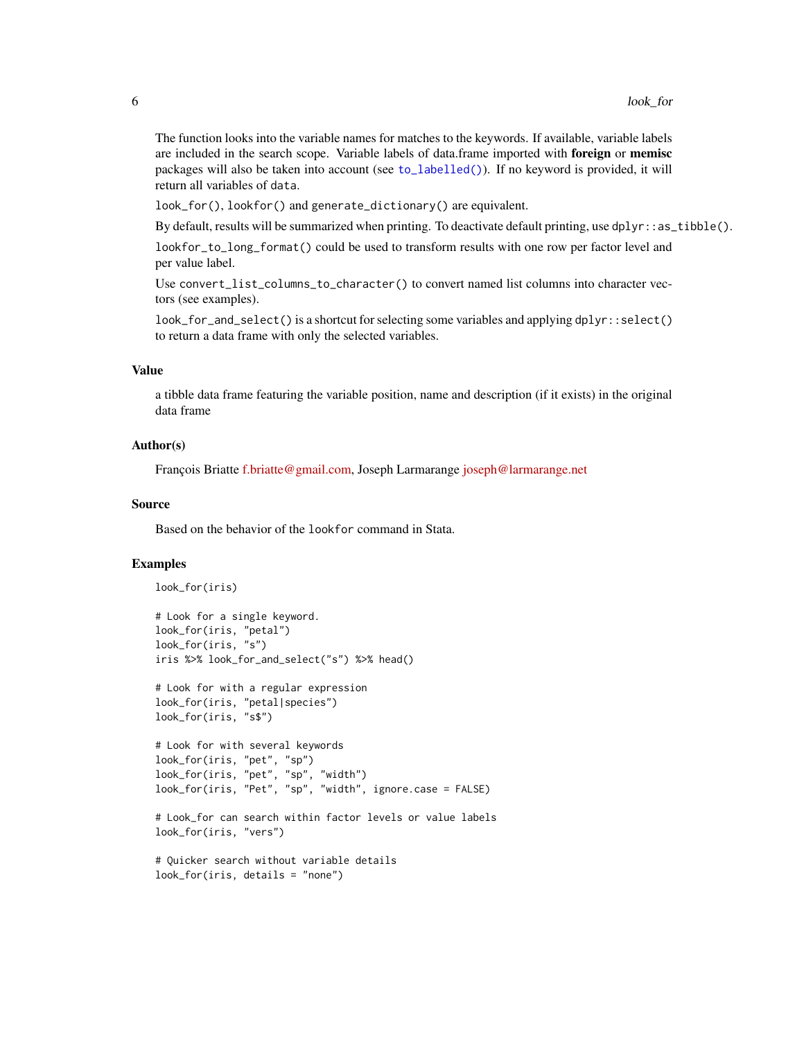The function looks into the variable names for matches to the keywords. If available, variable labels are included in the search scope. Variable labels of data.frame imported with **foreign** or **memisc** packages will also be taken into account (see `to_labelled()`). If no keyword is provided, it will return all variables of `data`.

`look_for()`, `lookfor()` and `generate_dictionary()` are equivalent.

By default, results will be summarized when printing. To deactivate default printing, use `dplyr::as_tibble()`.

`lookfor_to_long_format()` could be used to transform results with one row per factor level and per value label.

Use `convert_list_columns_to_character()` to convert named list columns into character vectors (see examples).

`look_for_and_select()` is a shortcut for selecting some variables and applying `dplyr::select()` to return a data frame with only the selected variables.

### Value

a tibble data frame featuring the variable position, name and description (if it exists) in the original data frame

### Author(s)

François Briatte f.briatte@gmail.com, Joseph Larmarange joseph@larmarange.net

### Source

Based on the behavior of the `lookfor` command in Stata.

### Examples

```
look_for(iris)

# Look for a single keyword.
look_for(iris, "petal")
look_for(iris, "s")
iris %>% look_for_and_select("s") %>% head()

# Look for with a regular expression
look_for(iris, "petal|species")
look_for(iris, "s$")

# Look for with several keywords
look_for(iris, "pet", "sp")
look_for(iris, "pet", "sp", "width")
look_for(iris, "Pet", "sp", "width", ignore.case = FALSE)

# Look_for can search within factor levels or value labels
look_for(iris, "vers")

# Quicker search without variable details
look_for(iris, details = "none")
```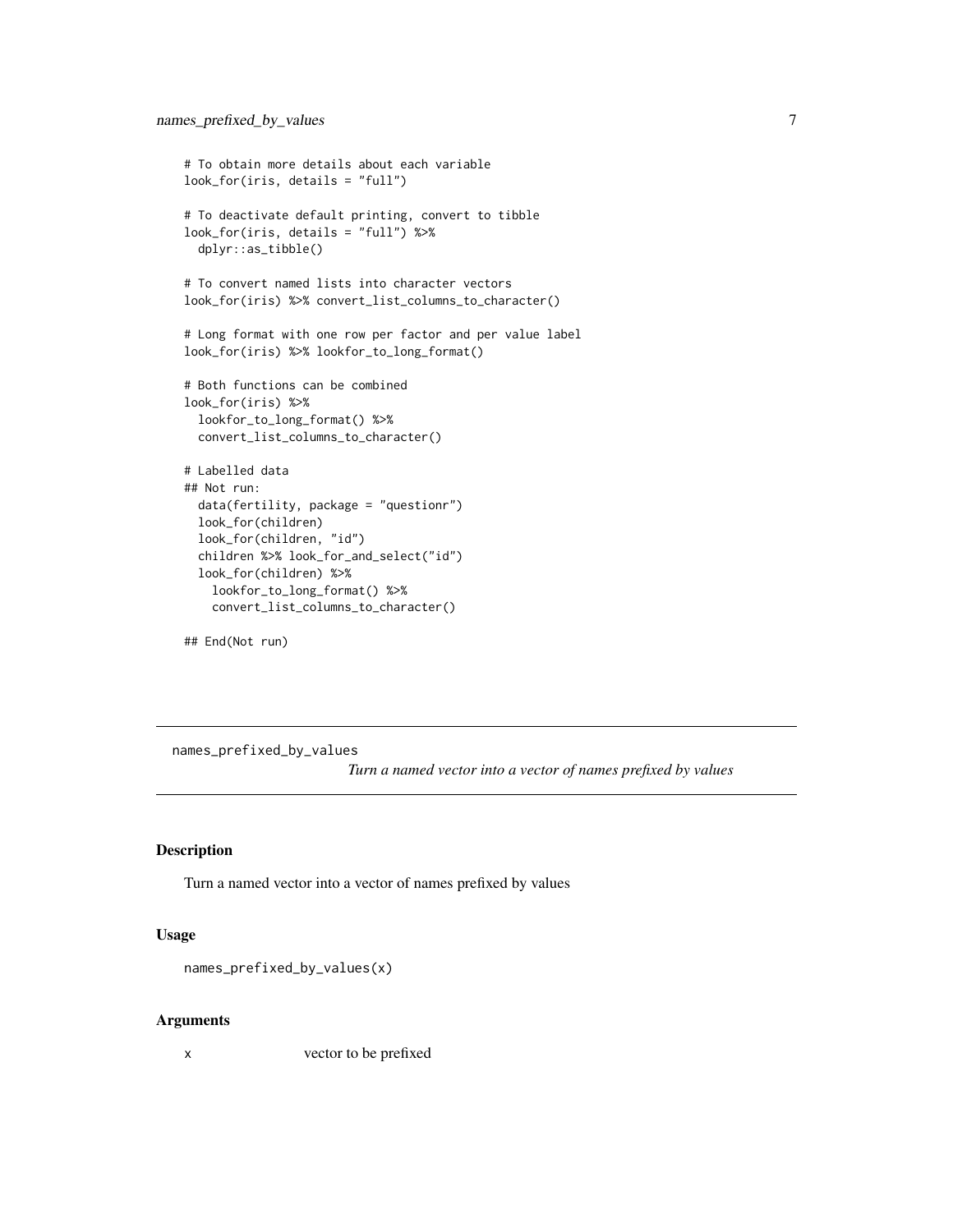```
# To obtain more details about each variable
look_for(iris, details = "full")

# To deactivate default printing, convert to tibble
look_for(iris, details = "full") %>%
  dplyr::as_tibble()

# To convert named lists into character vectors
look_for(iris) %>% convert_list_columns_to_character()

# Long format with one row per factor and per value label
look_for(iris) %>% lookfor_to_long_format()

# Both functions can be combined
look_for(iris) %>%
  lookfor_to_long_format() %>%
  convert_list_columns_to_character()

# Labelled data
## Not run:
  data(fertility, package = "questionr")
  look_for(children)
  look_for(children, "id")
  children %>% look_for_and_select("id")
  look_for(children) %>%
    lookfor_to_long_format() %>%
    convert_list_columns_to_character()

## End(Not run)
```

---

# names_prefixed_by_values

*Turn a named vector into a vector of names prefixed by values*

---

## Description

Turn a named vector into a vector of names prefixed by values

## Usage

```
names_prefixed_by_values(x)
```

## Arguments

| | |
|---|---|
| x | vector to be prefixed |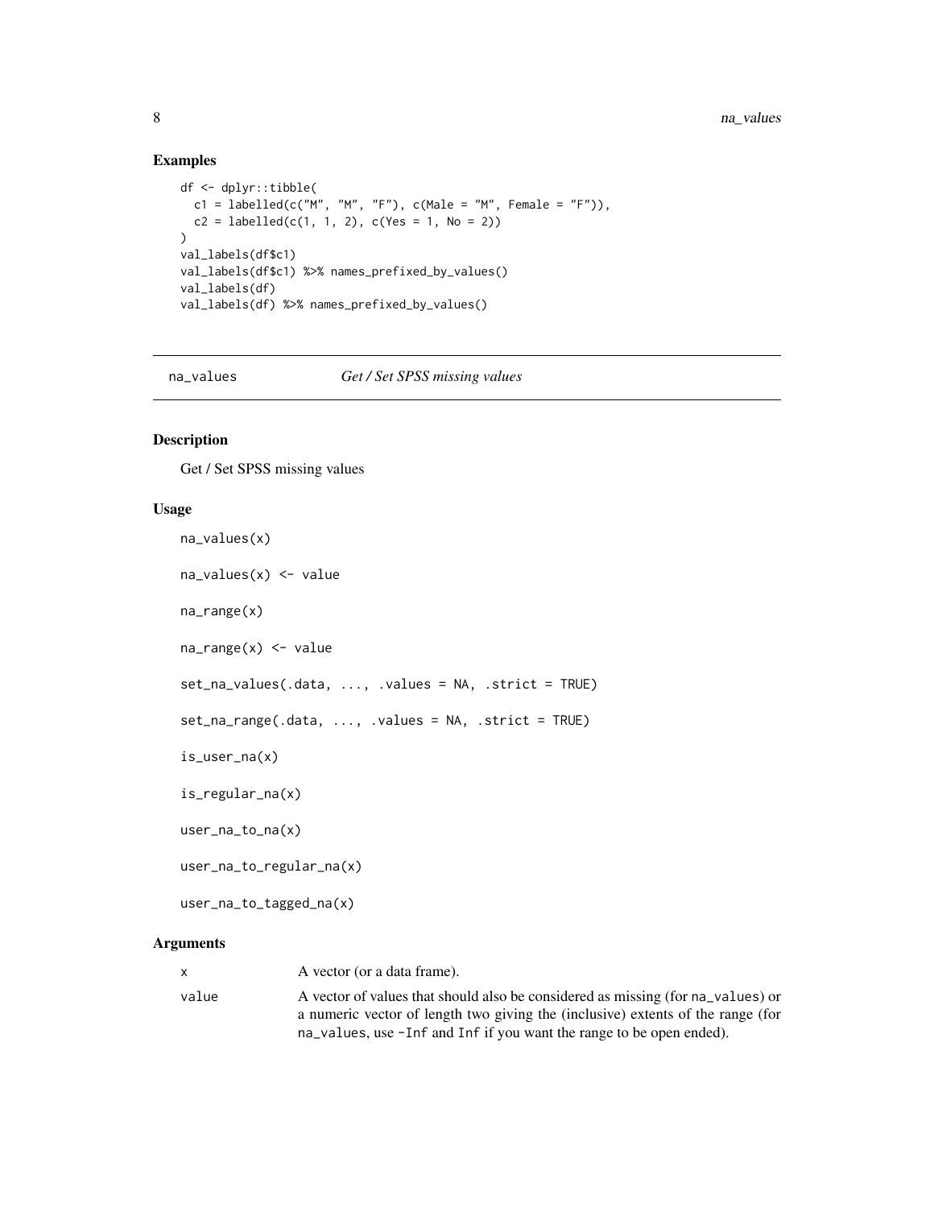## Examples

```
df <- dplyr::tibble(
  c1 = labelled(c("M", "M", "F"), c(Male = "M", Female = "F")),
  c2 = labelled(c(1, 1, 2), c(Yes = 1, No = 2))
)
val_labels(df$c1)
val_labels(df$c1) %>% names_prefixed_by_values()
val_labels(df)
val_labels(df) %>% names_prefixed_by_values()
```

---

`na_values` *Get / Set SPSS missing values*

---

## Description

Get / Set SPSS missing values

## Usage

```
na_values(x)

na_values(x) <- value

na_range(x)

na_range(x) <- value

set_na_values(.data, ..., .values = NA, .strict = TRUE)

set_na_range(.data, ..., .values = NA, .strict = TRUE)

is_user_na(x)

is_regular_na(x)

user_na_to_na(x)

user_na_to_regular_na(x)

user_na_to_tagged_na(x)
```

## Arguments

| | |
|---|---|
| `x` | A vector (or a data frame). |
| `value` | A vector of values that should also be considered as missing (for `na_values`) or a numeric vector of length two giving the (inclusive) extents of the range (for `na_values`, use `-Inf` and `Inf` if you want the range to be open ended). |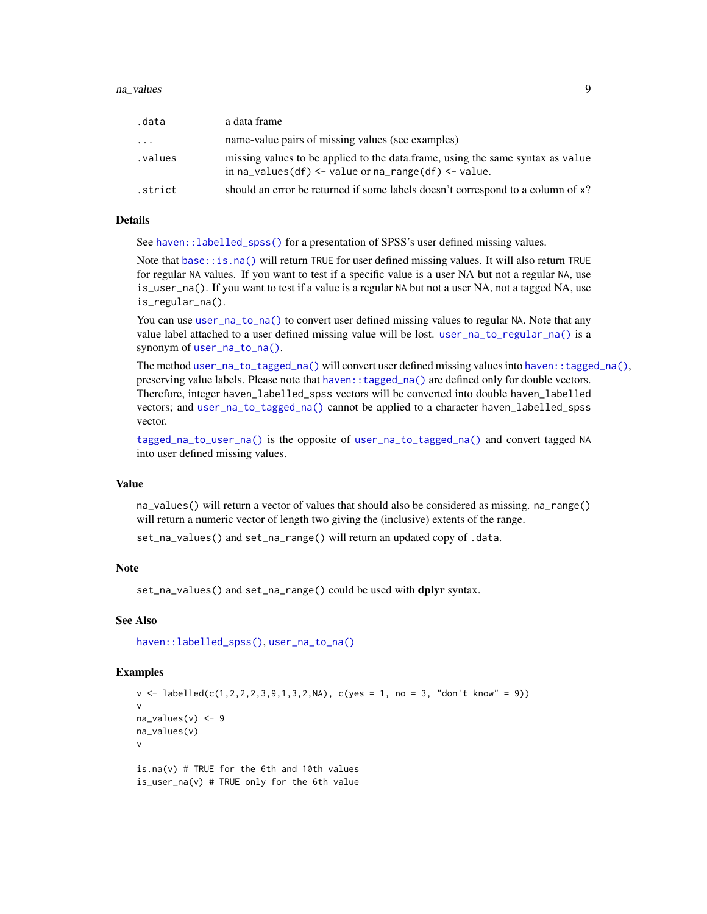| | |
|---|---|
| .data | a data frame |
| ... | name-value pairs of missing values (see examples) |
| .values | missing values to be applied to the data.frame, using the same syntax as value in na_values(df) <- value or na_range(df) <- value. |
| .strict | should an error be returned if some labels doesn't correspond to a column of x? |

### Details

See haven::labelled_spss() for a presentation of SPSS's user defined missing values.

Note that base::is.na() will return TRUE for user defined missing values. It will also return TRUE for regular NA values. If you want to test if a specific value is a user NA but not a regular NA, use is_user_na(). If you want to test if a value is a regular NA but not a user NA, not a tagged NA, use is_regular_na().

You can use user_na_to_na() to convert user defined missing values to regular NA. Note that any value label attached to a user defined missing value will be lost. user_na_to_regular_na() is a synonym of user_na_to_na().

The method user_na_to_tagged_na() will convert user defined missing values into haven::tagged_na(), preserving value labels. Please note that haven::tagged_na() are defined only for double vectors. Therefore, integer haven_labelled_spss vectors will be converted into double haven_labelled vectors; and user_na_to_tagged_na() cannot be applied to a character haven_labelled_spss vector.

tagged_na_to_user_na() is the opposite of user_na_to_tagged_na() and convert tagged NA into user defined missing values.

### Value

na_values() will return a vector of values that should also be considered as missing. na_range() will return a numeric vector of length two giving the (inclusive) extents of the range.

set_na_values() and set_na_range() will return an updated copy of .data.

### Note

set_na_values() and set_na_range() could be used with **dplyr** syntax.

### See Also

haven::labelled_spss(), user_na_to_na()

### Examples

```
v <- labelled(c(1,2,2,2,3,9,1,3,2,NA), c(yes = 1, no = 3, "don't know" = 9))
v
na_values(v) <- 9
na_values(v)
v

is.na(v) # TRUE for the 6th and 10th values
is_user_na(v) # TRUE only for the 6th value
```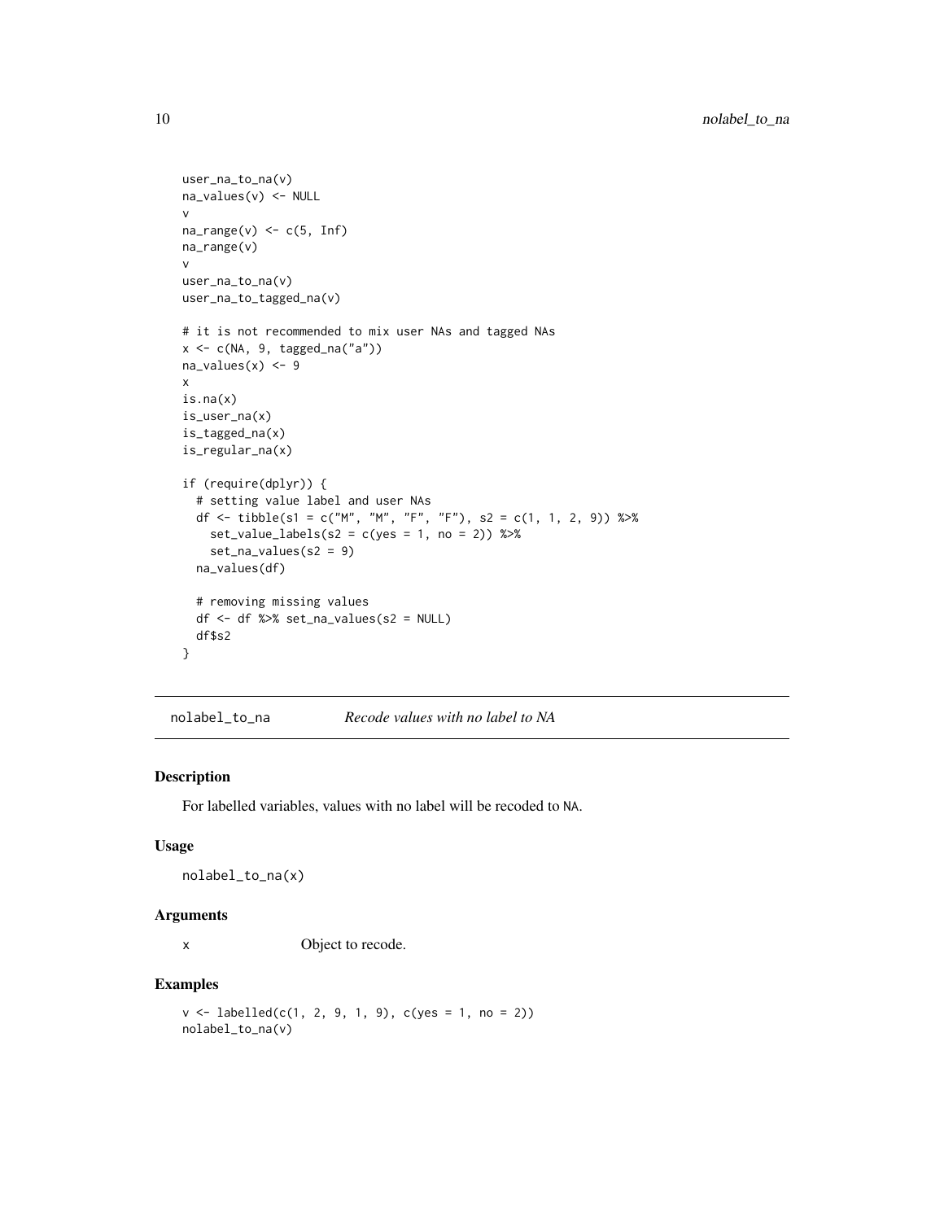```
user_na_to_na(v)
na_values(v) <- NULL
v
na_range(v) <- c(5, Inf)
na_range(v)
v
user_na_to_na(v)
user_na_to_tagged_na(v)

# it is not recommended to mix user NAs and tagged NAs
x <- c(NA, 9, tagged_na("a"))
na_values(x) <- 9
x
is.na(x)
is_user_na(x)
is_tagged_na(x)
is_regular_na(x)

if (require(dplyr)) {
  # setting value label and user NAs
  df <- tibble(s1 = c("M", "M", "F", "F"), s2 = c(1, 1, 2, 9)) %>%
    set_value_labels(s2 = c(yes = 1, no = 2)) %>%
    set_na_values(s2 = 9)
  na_values(df)

  # removing missing values
  df <- df %>% set_na_values(s2 = NULL)
  df$s2
}
```

## nolabel_to_na *Recode values with no label to NA*

### Description

For labelled variables, values with no label will be recoded to `NA`.

### Usage

```
nolabel_to_na(x)
```

### Arguments

| | |
|---|---|
| x | Object to recode. |

### Examples

```
v <- labelled(c(1, 2, 9, 1, 9), c(yes = 1, no = 2))
nolabel_to_na(v)
```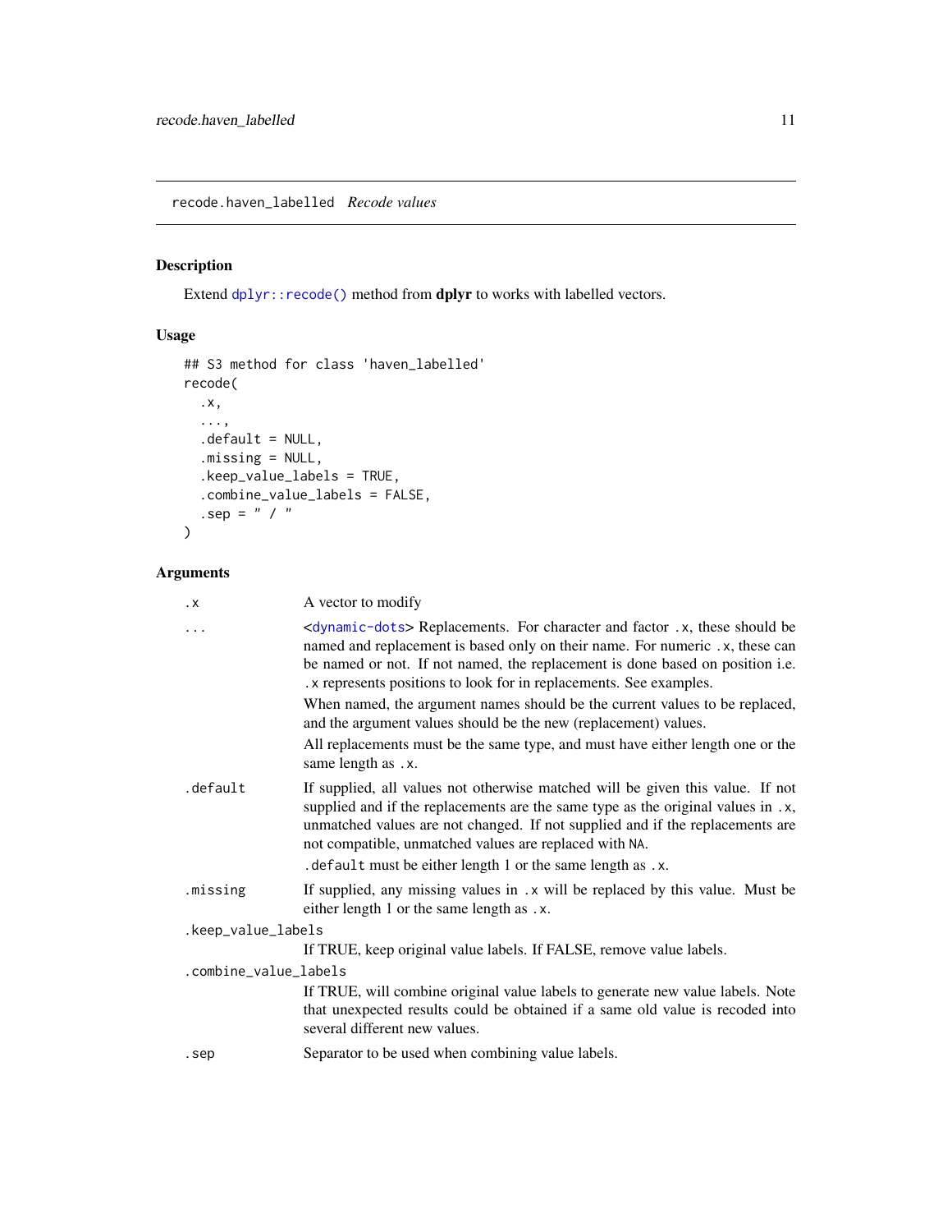## recode.haven_labelled *Recode values*

### Description

Extend `dplyr::recode()` method from **dplyr** to works with labelled vectors.

### Usage

```
## S3 method for class 'haven_labelled'
recode(
  .x,
  ...,
  .default = NULL,
  .missing = NULL,
  .keep_value_labels = TRUE,
  .combine_value_labels = FALSE,
  .sep = " / "
)
```

### Arguments

`.x`
: A vector to modify

`...`
: <`dynamic-dots`> Replacements. For character and factor `.x`, these should be named and replacement is based only on their name. For numeric `.x`, these can be named or not. If not named, the replacement is done based on position i.e. `.x` represents positions to look for in replacements. See examples.

  When named, the argument names should be the current values to be replaced, and the argument values should be the new (replacement) values.

  All replacements must be the same type, and must have either length one or the same length as `.x`.

`.default`
: If supplied, all values not otherwise matched will be given this value. If not supplied and if the replacements are the same type as the original values in `.x`, unmatched values are not changed. If not supplied and if the replacements are not compatible, unmatched values are replaced with `NA`.

  `.default` must be either length 1 or the same length as `.x`.

`.missing`
: If supplied, any missing values in `.x` will be replaced by this value. Must be either length 1 or the same length as `.x`.

`.keep_value_labels`
: If TRUE, keep original value labels. If FALSE, remove value labels.

`.combine_value_labels`
: If TRUE, will combine original value labels to generate new value labels. Note that unexpected results could be obtained if a same old value is recoded into several different new values.

`.sep`
: Separator to be used when combining value labels.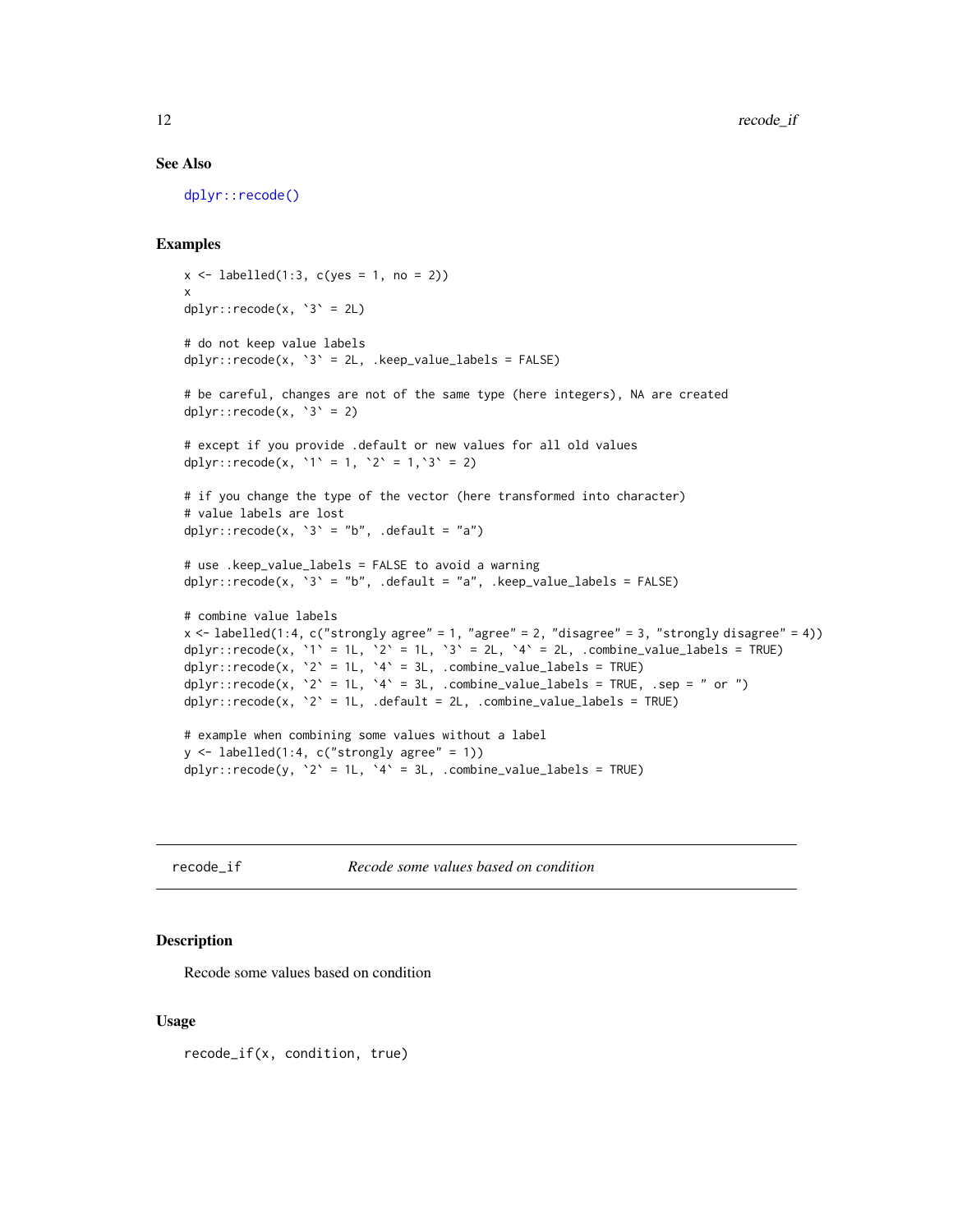## See Also

`dplyr::recode()`

## Examples

```
x <- labelled(1:3, c(yes = 1, no = 2))
x
dplyr::recode(x, `3` = 2L)

# do not keep value labels
dplyr::recode(x, `3` = 2L, .keep_value_labels = FALSE)

# be careful, changes are not of the same type (here integers), NA are created
dplyr::recode(x, `3` = 2)

# except if you provide .default or new values for all old values
dplyr::recode(x, `1` = 1, `2` = 1,`3` = 2)

# if you change the type of the vector (here transformed into character)
# value labels are lost
dplyr::recode(x, `3` = "b", .default = "a")

# use .keep_value_labels = FALSE to avoid a warning
dplyr::recode(x, `3` = "b", .default = "a", .keep_value_labels = FALSE)

# combine value labels
x <- labelled(1:4, c("strongly agree" = 1, "agree" = 2, "disagree" = 3, "strongly disagree" = 4))
dplyr::recode(x, `1` = 1L, `2` = 1L, `3` = 2L, `4` = 2L, .combine_value_labels = TRUE)
dplyr::recode(x, `2` = 1L, `4` = 3L, .combine_value_labels = TRUE)
dplyr::recode(x, `2` = 1L, `4` = 3L, .combine_value_labels = TRUE, .sep = " or ")
dplyr::recode(x, `2` = 1L, .default = 2L, .combine_value_labels = TRUE)

# example when combining some values without a label
y <- labelled(1:4, c("strongly agree" = 1))
dplyr::recode(y, `2` = 1L, `4` = 3L, .combine_value_labels = TRUE)
```

---

# recode_if — *Recode some values based on condition*

## Description

Recode some values based on condition

## Usage

```
recode_if(x, condition, true)
```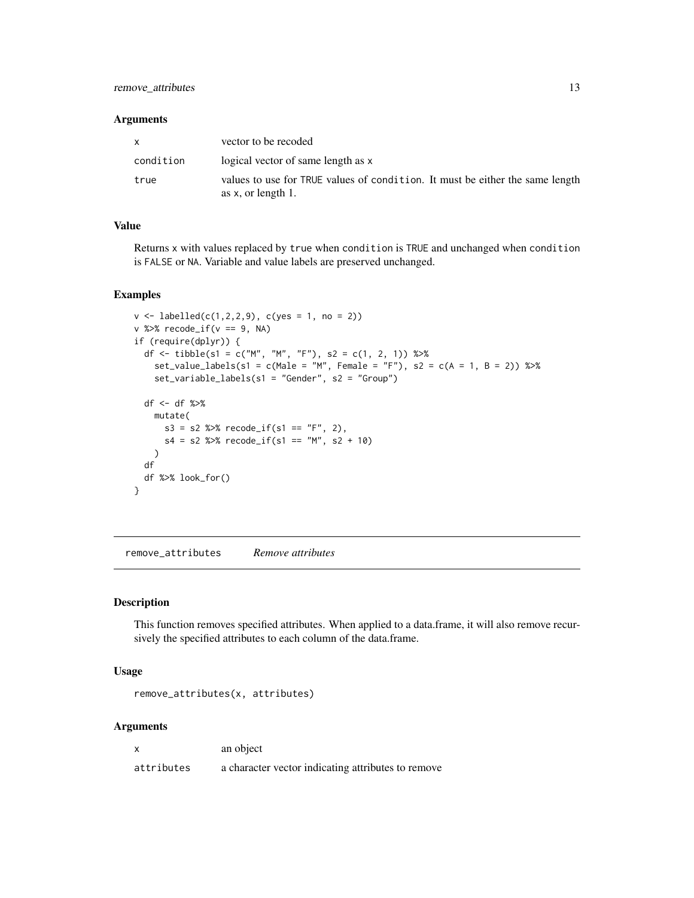### Arguments

| | |
|---|---|
| `x` | vector to be recoded |
| `condition` | logical vector of same length as `x` |
| `true` | values to use for `TRUE` values of `condition`. It must be either the same length as `x`, or length 1. |

### Value

Returns `x` with values replaced by `true` when `condition` is `TRUE` and unchanged when `condition` is `FALSE` or `NA`. Variable and value labels are preserved unchanged.

### Examples

```
v <- labelled(c(1,2,2,9), c(yes = 1, no = 2))
v %>% recode_if(v == 9, NA)
if (require(dplyr)) {
  df <- tibble(s1 = c("M", "M", "F"), s2 = c(1, 2, 1)) %>%
    set_value_labels(s1 = c(Male = "M", Female = "F"), s2 = c(A = 1, B = 2)) %>%
    set_variable_labels(s1 = "Gender", s2 = "Group")

  df <- df %>%
    mutate(
      s3 = s2 %>% recode_if(s1 == "F", 2),
      s4 = s2 %>% recode_if(s1 == "M", s2 + 10)
    )
  df
  df %>% look_for()
}
```

---

## remove_attributes    *Remove attributes*

### Description

This function removes specified attributes. When applied to a data.frame, it will also remove recursively the specified attributes to each column of the data.frame.

### Usage

```
remove_attributes(x, attributes)
```

### Arguments

| | |
|---|---|
| `x` | an object |
| `attributes` | a character vector indicating attributes to remove |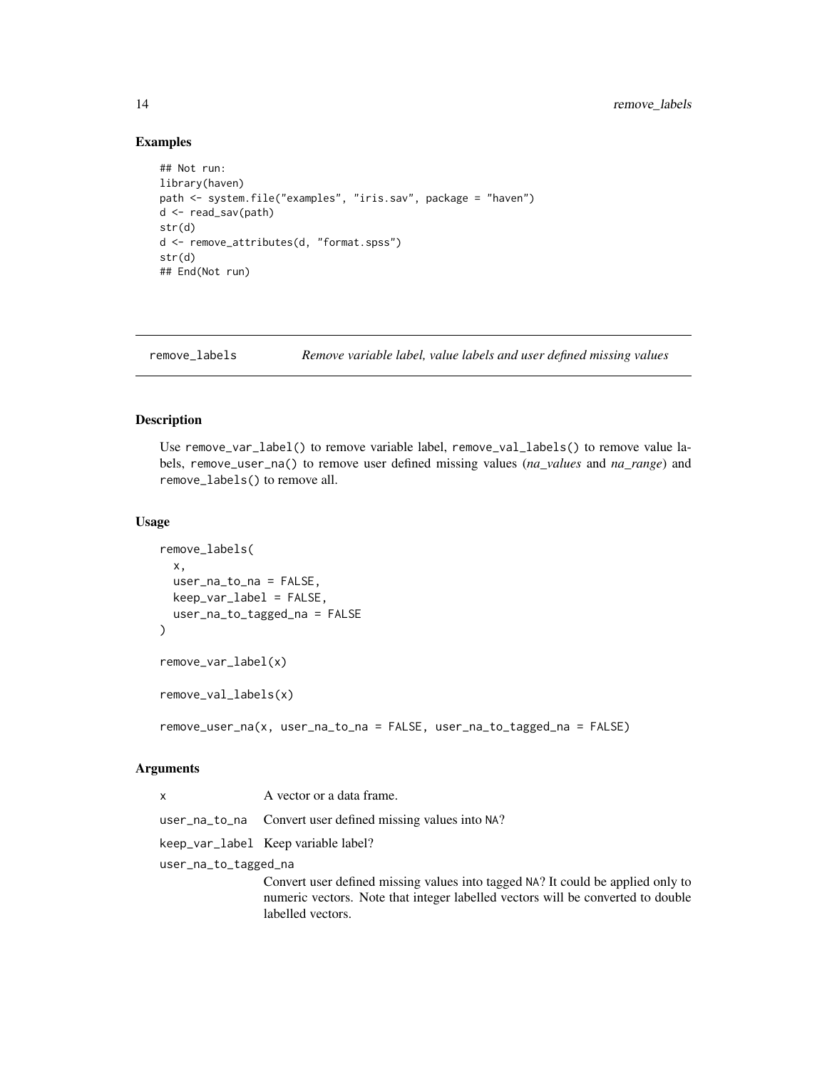## Examples

```
## Not run:
library(haven)
path <- system.file("examples", "iris.sav", package = "haven")
d <- read_sav(path)
str(d)
d <- remove_attributes(d, "format.spss")
str(d)
## End(Not run)
```

---

# remove_labels — *Remove variable label, value labels and user defined missing values*

---

## Description

Use `remove_var_label()` to remove variable label, `remove_val_labels()` to remove value labels, `remove_user_na()` to remove user defined missing values (*na_values* and *na_range*) and `remove_labels()` to remove all.

## Usage

```
remove_labels(
  x,
  user_na_to_na = FALSE,
  keep_var_label = FALSE,
  user_na_to_tagged_na = FALSE
)

remove_var_label(x)

remove_val_labels(x)

remove_user_na(x, user_na_to_na = FALSE, user_na_to_tagged_na = FALSE)
```

## Arguments

| | |
|---|---|
| `x` | A vector or a data frame. |
| `user_na_to_na` | Convert user defined missing values into `NA`? |
| `keep_var_label` | Keep variable label? |
| `user_na_to_tagged_na` | Convert user defined missing values into tagged `NA`? It could be applied only to numeric vectors. Note that integer labelled vectors will be converted to double labelled vectors. |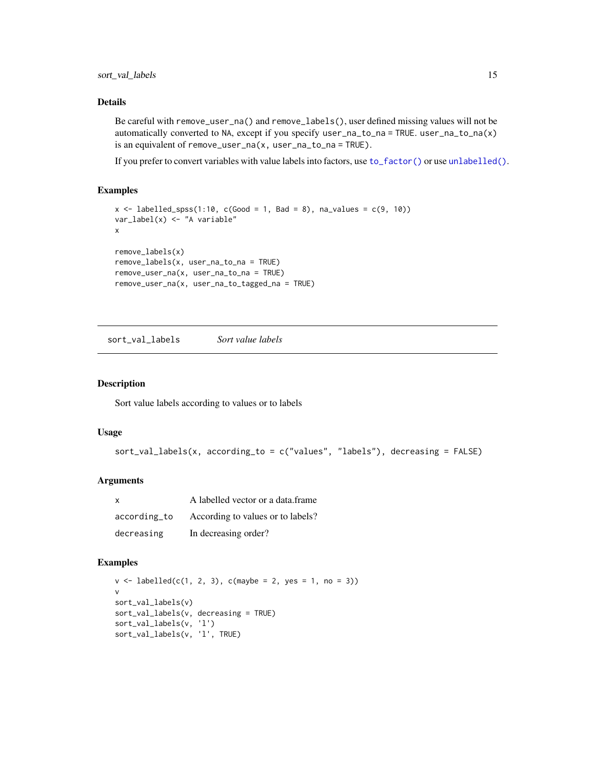### Details

Be careful with `remove_user_na()` and `remove_labels()`, user defined missing values will not be automatically converted to `NA`, except if you specify `user_na_to_na = TRUE`. `user_na_to_na(x)` is an equivalent of `remove_user_na(x, user_na_to_na = TRUE)`.

If you prefer to convert variables with value labels into factors, use `to_factor()` or use `unlabelled()`.

### Examples

```
x <- labelled_spss(1:10, c(Good = 1, Bad = 8), na_values = c(9, 10))
var_label(x) <- "A variable"
x

remove_labels(x)
remove_labels(x, user_na_to_na = TRUE)
remove_user_na(x, user_na_to_na = TRUE)
remove_user_na(x, user_na_to_tagged_na = TRUE)
```

---

## sort_val_labels *Sort value labels*

### Description

Sort value labels according to values or to labels

### Usage

```
sort_val_labels(x, according_to = c("values", "labels"), decreasing = FALSE)
```

### Arguments

| | |
|---|---|
| x | A labelled vector or a data.frame |
| according_to | According to values or to labels? |
| decreasing | In decreasing order? |

### Examples

```
v <- labelled(c(1, 2, 3), c(maybe = 2, yes = 1, no = 3))
v
sort_val_labels(v)
sort_val_labels(v, decreasing = TRUE)
sort_val_labels(v, 'l')
sort_val_labels(v, 'l', TRUE)
```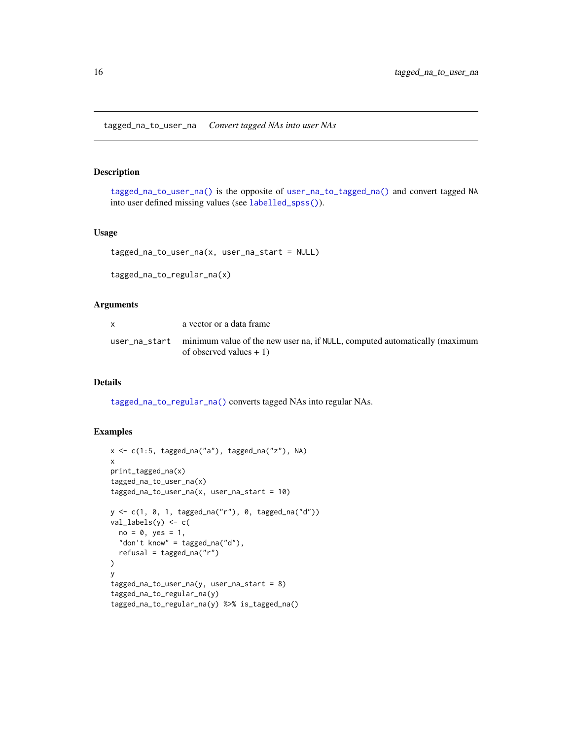## tagged_na_to_user_na — *Convert tagged NAs into user NAs*

### Description

`tagged_na_to_user_na()` is the opposite of `user_na_to_tagged_na()` and convert tagged `NA` into user defined missing values (see `labelled_spss()`).

### Usage

```
tagged_na_to_user_na(x, user_na_start = NULL)

tagged_na_to_regular_na(x)
```

### Arguments

| | |
|---|---|
| `x` | a vector or a data frame |
| `user_na_start` | minimum value of the new user na, if `NULL`, computed automatically (maximum of observed values + 1) |

### Details

`tagged_na_to_regular_na()` converts tagged NAs into regular NAs.

### Examples

```
x <- c(1:5, tagged_na("a"), tagged_na("z"), NA)
x
print_tagged_na(x)
tagged_na_to_user_na(x)
tagged_na_to_user_na(x, user_na_start = 10)

y <- c(1, 0, 1, tagged_na("r"), 0, tagged_na("d"))
val_labels(y) <- c(
  no = 0, yes = 1,
  "don't know" = tagged_na("d"),
  refusal = tagged_na("r")
)
y
tagged_na_to_user_na(y, user_na_start = 8)
tagged_na_to_regular_na(y)
tagged_na_to_regular_na(y) %>% is_tagged_na()
```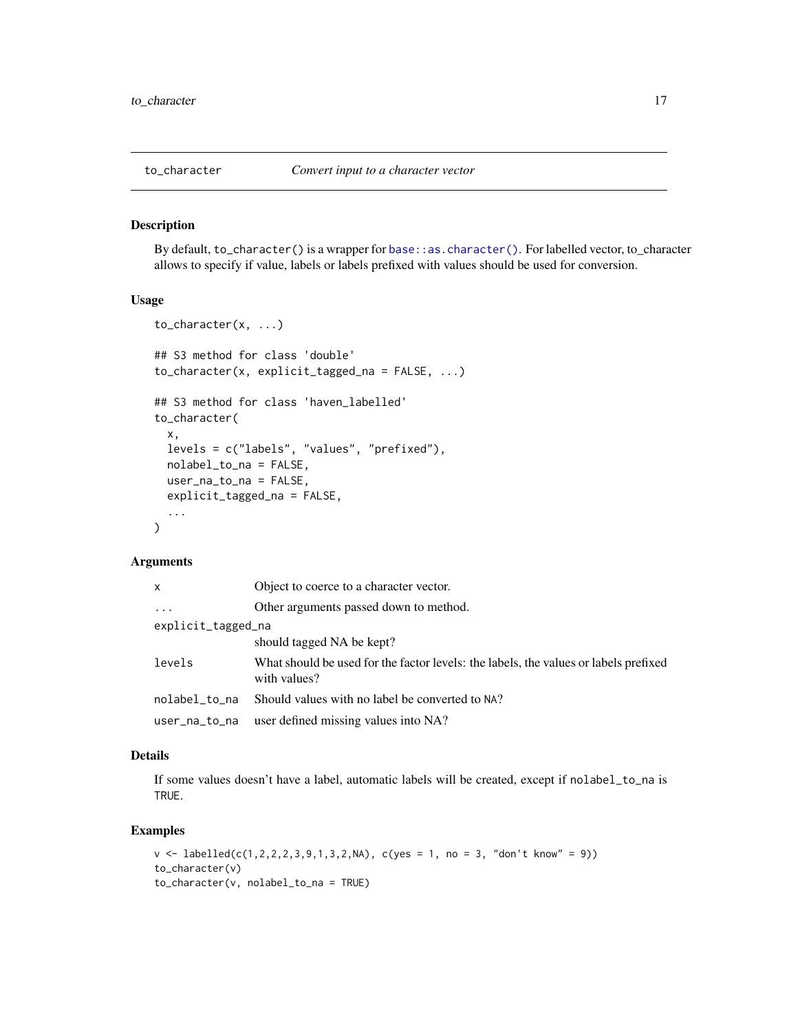## to_character — *Convert input to a character vector*

### Description

By default, `to_character()` is a wrapper for `base::as.character()`. For labelled vector, to_character allows to specify if value, labels or labels prefixed with values should be used for conversion.

### Usage

```
to_character(x, ...)

## S3 method for class 'double'
to_character(x, explicit_tagged_na = FALSE, ...)

## S3 method for class 'haven_labelled'
to_character(
  x,
  levels = c("labels", "values", "prefixed"),
  nolabel_to_na = FALSE,
  user_na_to_na = FALSE,
  explicit_tagged_na = FALSE,
  ...
)
```

### Arguments

| | |
|---|---|
| `x` | Object to coerce to a character vector. |
| `...` | Other arguments passed down to method. |
| `explicit_tagged_na` | should tagged NA be kept? |
| `levels` | What should be used for the factor levels: the labels, the values or labels prefixed with values? |
| `nolabel_to_na` | Should values with no label be converted to `NA`? |
| `user_na_to_na` | user defined missing values into NA? |

### Details

If some values doesn't have a label, automatic labels will be created, except if `nolabel_to_na` is `TRUE`.

### Examples

```
v <- labelled(c(1,2,2,2,3,9,1,3,2,NA), c(yes = 1, no = 3, "don't know" = 9))
to_character(v)
to_character(v, nolabel_to_na = TRUE)
```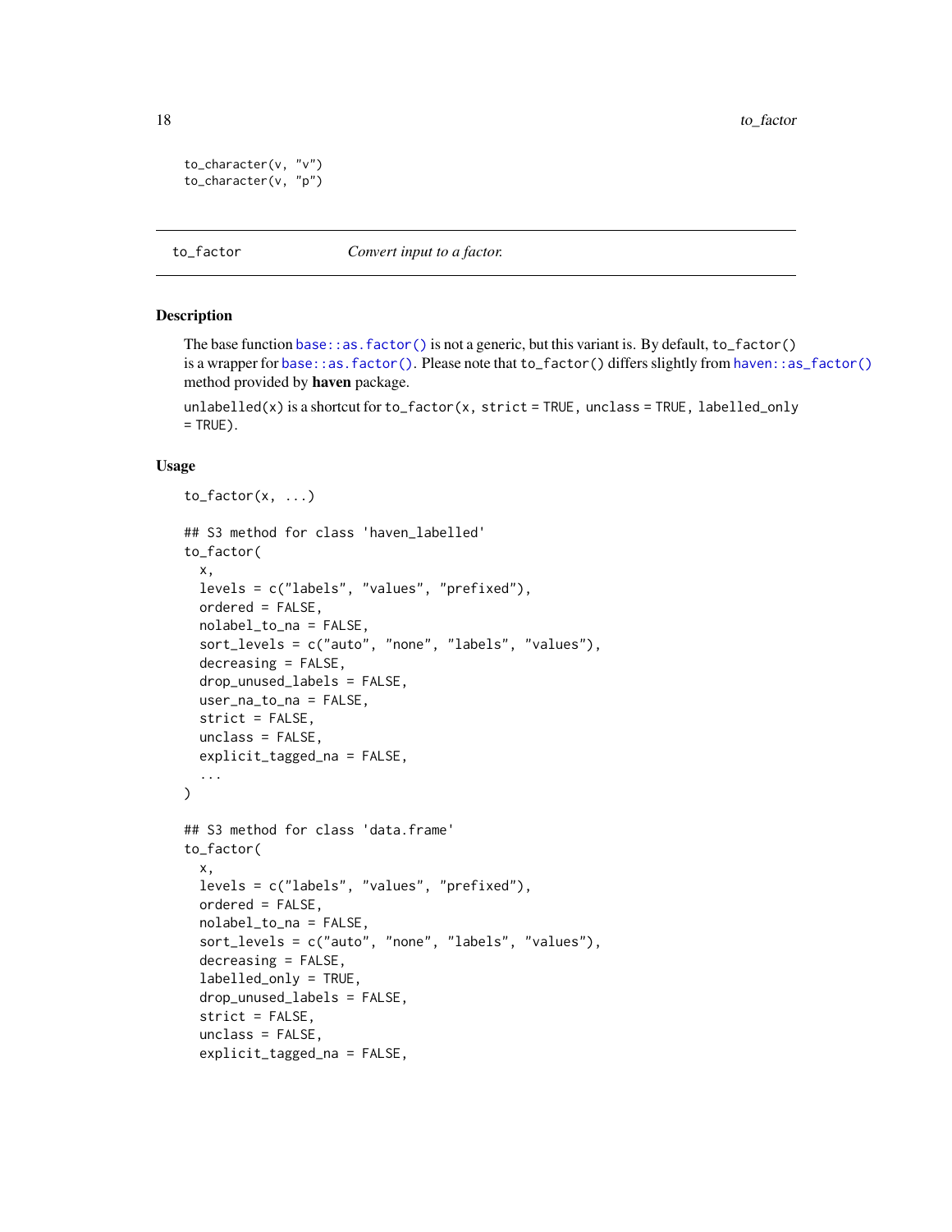```
to_character(v, "v")
to_character(v, "p")
```

---

## to_factor    *Convert input to a factor.*

---

### Description

The base function `base::as.factor()` is not a generic, but this variant is. By default, `to_factor()` is a wrapper for `base::as.factor()`. Please note that `to_factor()` differs slightly from `haven::as_factor()` method provided by **haven** package.

`unlabelled(x)` is a shortcut for `to_factor(x, strict = TRUE, unclass = TRUE, labelled_only = TRUE)`.

### Usage

```
to_factor(x, ...)

## S3 method for class 'haven_labelled'
to_factor(
  x,
  levels = c("labels", "values", "prefixed"),
  ordered = FALSE,
  nolabel_to_na = FALSE,
  sort_levels = c("auto", "none", "labels", "values"),
  decreasing = FALSE,
  drop_unused_labels = FALSE,
  user_na_to_na = FALSE,
  strict = FALSE,
  unclass = FALSE,
  explicit_tagged_na = FALSE,
  ...
)

## S3 method for class 'data.frame'
to_factor(
  x,
  levels = c("labels", "values", "prefixed"),
  ordered = FALSE,
  nolabel_to_na = FALSE,
  sort_levels = c("auto", "none", "labels", "values"),
  decreasing = FALSE,
  labelled_only = TRUE,
  drop_unused_labels = FALSE,
  strict = FALSE,
  unclass = FALSE,
  explicit_tagged_na = FALSE,
```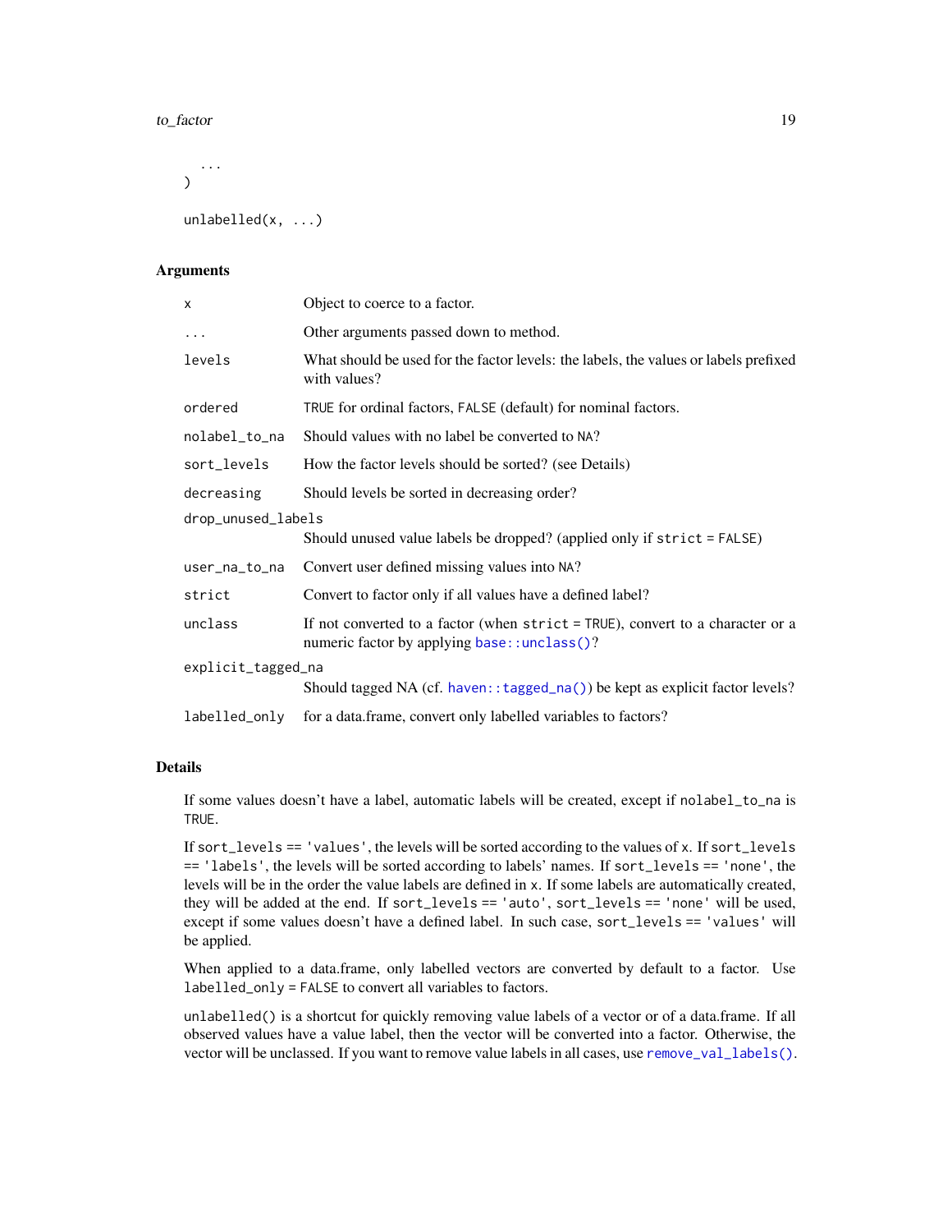```
  ...
)

unlabelled(x, ...)
```

### Arguments

| | |
|---|---|
| `x` | Object to coerce to a factor. |
| `...` | Other arguments passed down to method. |
| `levels` | What should be used for the factor levels: the labels, the values or labels prefixed with values? |
| `ordered` | `TRUE` for ordinal factors, `FALSE` (default) for nominal factors. |
| `nolabel_to_na` | Should values with no label be converted to `NA`? |
| `sort_levels` | How the factor levels should be sorted? (see Details) |
| `decreasing` | Should levels be sorted in decreasing order? |
| `drop_unused_labels` | Should unused value labels be dropped? (applied only if `strict = FALSE`) |
| `user_na_to_na` | Convert user defined missing values into `NA`? |
| `strict` | Convert to factor only if all values have a defined label? |
| `unclass` | If not converted to a factor (when `strict = TRUE`), convert to a character or a numeric factor by applying `base::unclass()`? |
| `explicit_tagged_na` | Should tagged NA (cf. `haven::tagged_na()`) be kept as explicit factor levels? |
| `labelled_only` | for a data.frame, convert only labelled variables to factors? |

### Details

If some values doesn't have a label, automatic labels will be created, except if `nolabel_to_na` is `TRUE`.

If `sort_levels == 'values'`, the levels will be sorted according to the values of `x`. If `sort_levels == 'labels'`, the levels will be sorted according to labels' names. If `sort_levels == 'none'`, the levels will be in the order the value labels are defined in `x`. If some labels are automatically created, they will be added at the end. If `sort_levels == 'auto'`, `sort_levels == 'none'` will be used, except if some values doesn't have a defined label. In such case, `sort_levels == 'values'` will be applied.

When applied to a data.frame, only labelled vectors are converted by default to a factor. Use `labelled_only = FALSE` to convert all variables to factors.

`unlabelled()` is a shortcut for quickly removing value labels of a vector or of a data.frame. If all observed values have a value label, then the vector will be converted into a factor. Otherwise, the vector will be unclassed. If you want to remove value labels in all cases, use `remove_val_labels()`.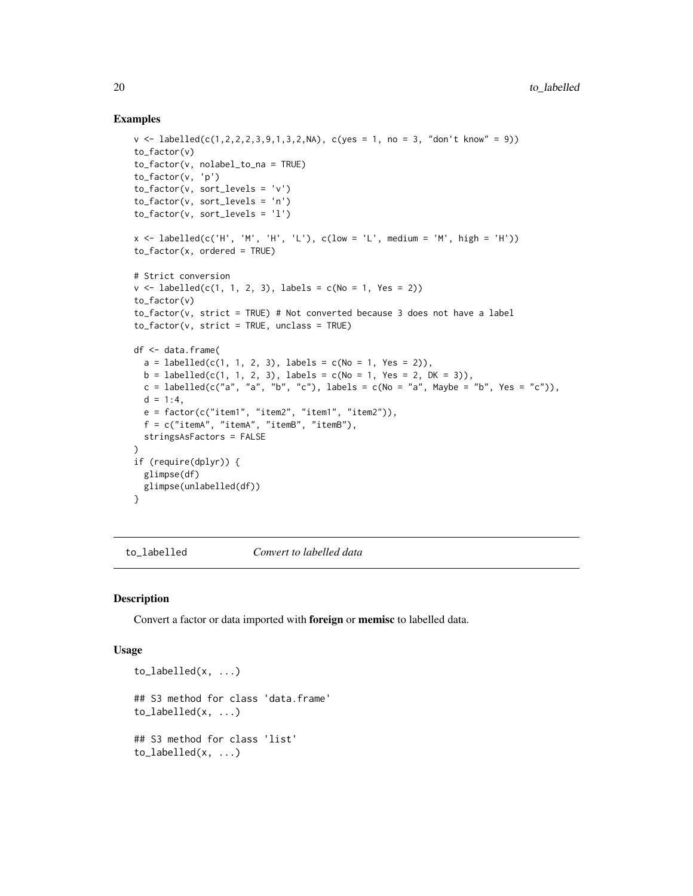### Examples

```
v <- labelled(c(1,2,2,2,3,9,1,3,2,NA), c(yes = 1, no = 3, "don't know" = 9))
to_factor(v)
to_factor(v, nolabel_to_na = TRUE)
to_factor(v, 'p')
to_factor(v, sort_levels = 'v')
to_factor(v, sort_levels = 'n')
to_factor(v, sort_levels = 'l')

x <- labelled(c('H', 'M', 'H', 'L'), c(low = 'L', medium = 'M', high = 'H'))
to_factor(x, ordered = TRUE)

# Strict conversion
v <- labelled(c(1, 1, 2, 3), labels = c(No = 1, Yes = 2))
to_factor(v)
to_factor(v, strict = TRUE) # Not converted because 3 does not have a label
to_factor(v, strict = TRUE, unclass = TRUE)

df <- data.frame(
  a = labelled(c(1, 1, 2, 3), labels = c(No = 1, Yes = 2)),
  b = labelled(c(1, 1, 2, 3), labels = c(No = 1, Yes = 2, DK = 3)),
  c = labelled(c("a", "a", "b", "c"), labels = c(No = "a", Maybe = "b", Yes = "c")),
  d = 1:4,
  e = factor(c("item1", "item2", "item1", "item2")),
  f = c("itemA", "itemA", "itemB", "itemB"),
  stringsAsFactors = FALSE
)
if (require(dplyr)) {
  glimpse(df)
  glimpse(unlabelled(df))
}
```

---

## to_labelled — *Convert to labelled data*

### Description

Convert a factor or data imported with **foreign** or **memisc** to labelled data.

### Usage

```
to_labelled(x, ...)

## S3 method for class 'data.frame'
to_labelled(x, ...)

## S3 method for class 'list'
to_labelled(x, ...)
```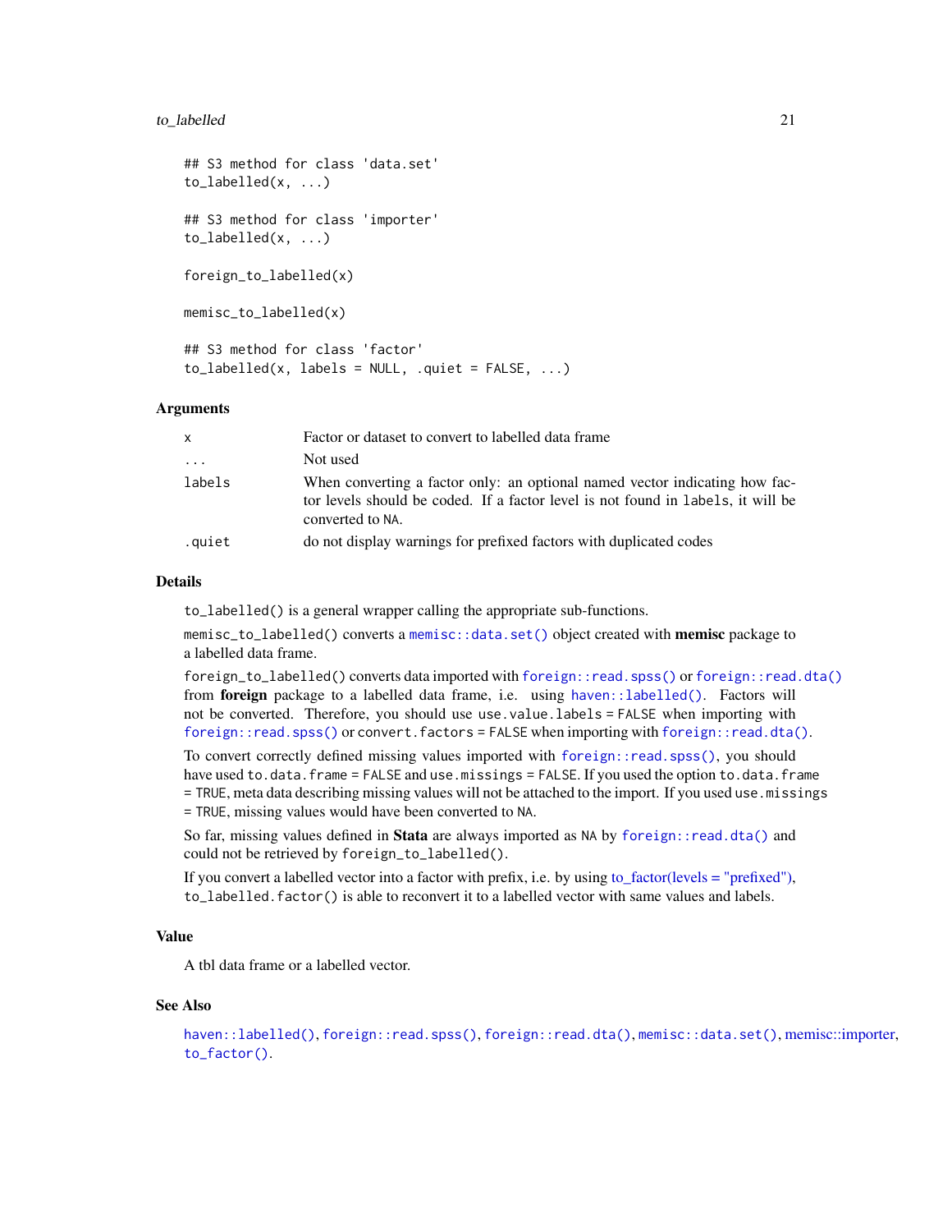```
## S3 method for class 'data.set'
to_labelled(x, ...)

## S3 method for class 'importer'
to_labelled(x, ...)

foreign_to_labelled(x)

memisc_to_labelled(x)

## S3 method for class 'factor'
to_labelled(x, labels = NULL, .quiet = FALSE, ...)
```

### Arguments

| | |
|---|---|
| x | Factor or dataset to convert to labelled data frame |
| ... | Not used |
| labels | When converting a factor only: an optional named vector indicating how factor levels should be coded. If a factor level is not found in labels, it will be converted to NA. |
| .quiet | do not display warnings for prefixed factors with duplicated codes |

### Details

`to_labelled()` is a general wrapper calling the appropriate sub-functions.

`memisc_to_labelled()` converts a `memisc::data.set()` object created with **memisc** package to a labelled data frame.

`foreign_to_labelled()` converts data imported with `foreign::read.spss()` or `foreign::read.dta()` from **foreign** package to a labelled data frame, i.e. using `haven::labelled()`. Factors will not be converted. Therefore, you should use `use.value.labels = FALSE` when importing with `foreign::read.spss()` or `convert.factors = FALSE` when importing with `foreign::read.dta()`.

To convert correctly defined missing values imported with `foreign::read.spss()`, you should have used `to.data.frame = FALSE` and `use.missings = FALSE`. If you used the option `to.data.frame = TRUE`, meta data describing missing values will not be attached to the import. If you used `use.missings = TRUE`, missing values would have been converted to `NA`.

So far, missing values defined in **Stata** are always imported as `NA` by `foreign::read.dta()` and could not be retrieved by `foreign_to_labelled()`.

If you convert a labelled vector into a factor with prefix, i.e. by using to_factor(levels = "prefixed"), `to_labelled.factor()` is able to reconvert it to a labelled vector with same values and labels.

### Value

A tbl data frame or a labelled vector.

### See Also

`haven::labelled()`, `foreign::read.spss()`, `foreign::read.dta()`, `memisc::data.set()`, memisc::importer, `to_factor()`.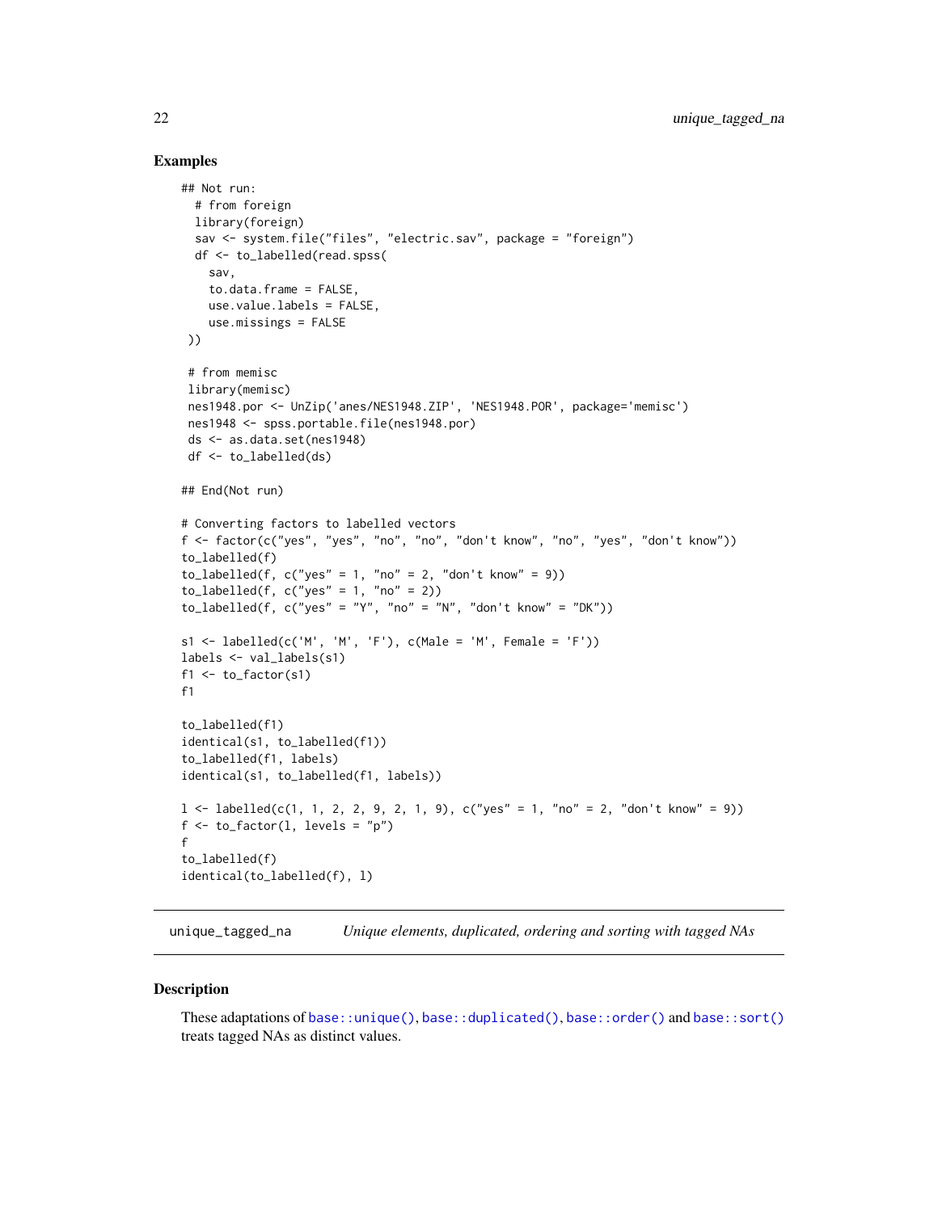### Examples

```
## Not run:
  # from foreign
  library(foreign)
  sav <- system.file("files", "electric.sav", package = "foreign")
  df <- to_labelled(read.spss(
    sav,
    to.data.frame = FALSE,
    use.value.labels = FALSE,
    use.missings = FALSE
 ))

 # from memisc
 library(memisc)
 nes1948.por <- UnZip('anes/NES1948.ZIP', 'NES1948.POR', package='memisc')
 nes1948 <- spss.portable.file(nes1948.por)
 ds <- as.data.set(nes1948)
 df <- to_labelled(ds)

## End(Not run)

# Converting factors to labelled vectors
f <- factor(c("yes", "yes", "no", "no", "don't know", "no", "yes", "don't know"))
to_labelled(f)
to_labelled(f, c("yes" = 1, "no" = 2, "don't know" = 9))
to_labelled(f, c("yes" = 1, "no" = 2))
to_labelled(f, c("yes" = "Y", "no" = "N", "don't know" = "DK"))

s1 <- labelled(c('M', 'M', 'F'), c(Male = 'M', Female = 'F'))
labels <- val_labels(s1)
f1 <- to_factor(s1)
f1

to_labelled(f1)
identical(s1, to_labelled(f1))
to_labelled(f1, labels)
identical(s1, to_labelled(f1, labels))

l <- labelled(c(1, 1, 2, 2, 9, 2, 1, 9), c("yes" = 1, "no" = 2, "don't know" = 9))
f <- to_factor(l, levels = "p")
f
to_labelled(f)
identical(to_labelled(f), l)
```

---

unique_tagged_na &emsp; *Unique elements, duplicated, ordering and sorting with tagged NAs*

---

### Description

These adaptations of `base::unique()`, `base::duplicated()`, `base::order()` and `base::sort()` treats tagged NAs as distinct values.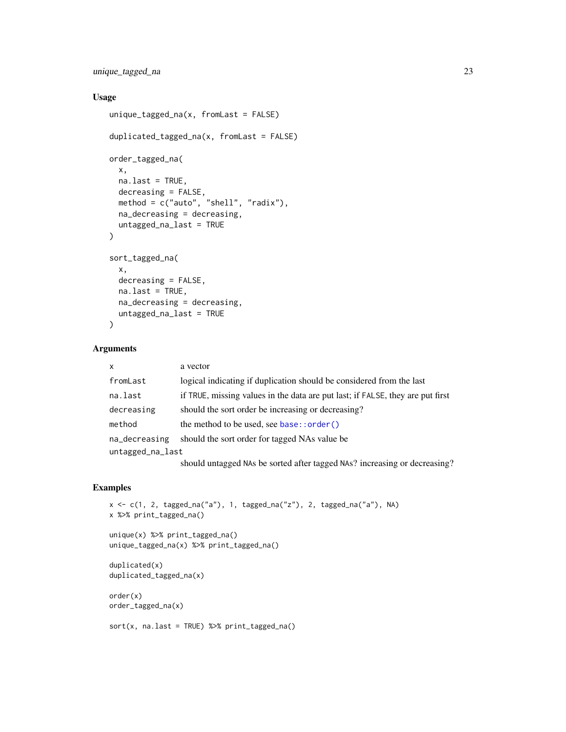## Usage

```
unique_tagged_na(x, fromLast = FALSE)

duplicated_tagged_na(x, fromLast = FALSE)

order_tagged_na(
  x,
  na.last = TRUE,
  decreasing = FALSE,
  method = c("auto", "shell", "radix"),
  na_decreasing = decreasing,
  untagged_na_last = TRUE
)

sort_tagged_na(
  x,
  decreasing = FALSE,
  na.last = TRUE,
  na_decreasing = decreasing,
  untagged_na_last = TRUE
)
```

## Arguments

| | |
|---|---|
| `x` | a vector |
| `fromLast` | logical indicating if duplication should be considered from the last |
| `na.last` | if `TRUE`, missing values in the data are put last; if `FALSE`, they are put first |
| `decreasing` | should the sort order be increasing or decreasing? |
| `method` | the method to be used, see `base::order()` |
| `na_decreasing` | should the sort order for tagged NAs value be |
| `untagged_na_last` | should untagged `NA`s be sorted after tagged `NA`s? increasing or decreasing? |

## Examples

```
x <- c(1, 2, tagged_na("a"), 1, tagged_na("z"), 2, tagged_na("a"), NA)
x %>% print_tagged_na()

unique(x) %>% print_tagged_na()
unique_tagged_na(x) %>% print_tagged_na()

duplicated(x)
duplicated_tagged_na(x)

order(x)
order_tagged_na(x)

sort(x, na.last = TRUE) %>% print_tagged_na()
```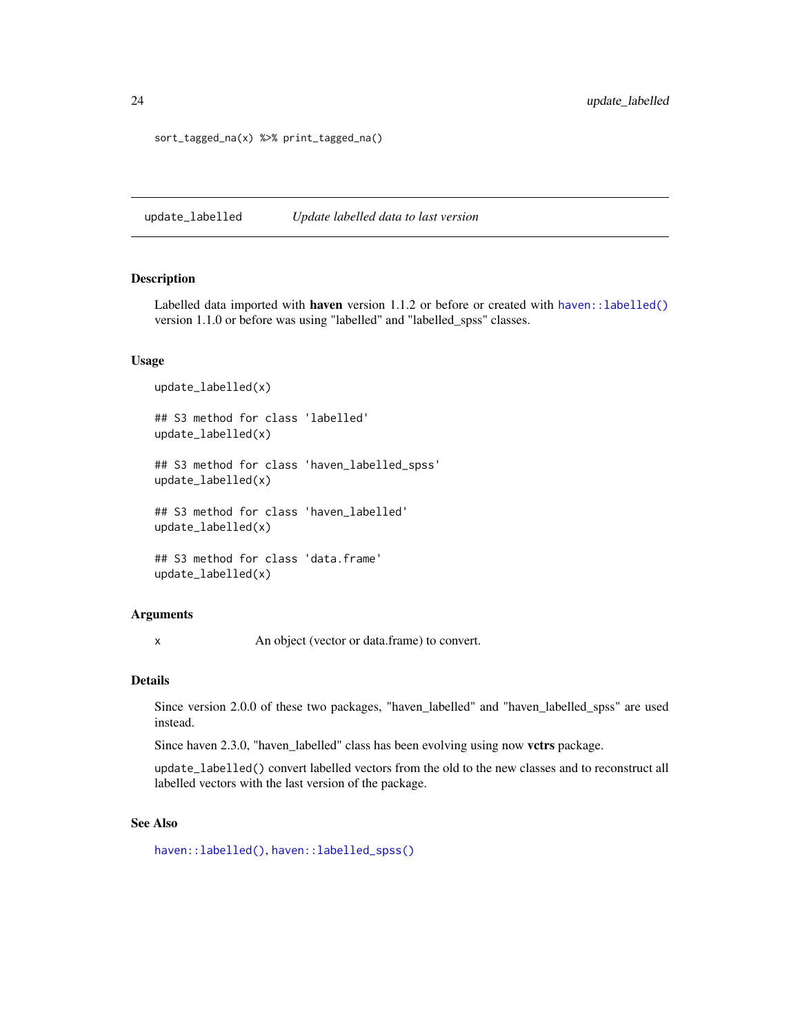```
sort_tagged_na(x) %>% print_tagged_na()
```

## update_labelled *Update labelled data to last version*

### Description

Labelled data imported with **haven** version 1.1.2 or before or created with `haven::labelled()` version 1.1.0 or before was using "labelled" and "labelled_spss" classes.

### Usage

```
update_labelled(x)

## S3 method for class 'labelled'
update_labelled(x)

## S3 method for class 'haven_labelled_spss'
update_labelled(x)

## S3 method for class 'haven_labelled'
update_labelled(x)

## S3 method for class 'data.frame'
update_labelled(x)
```

### Arguments

| | |
|---|---|
| `x` | An object (vector or data.frame) to convert. |

### Details

Since version 2.0.0 of these two packages, "haven_labelled" and "haven_labelled_spss" are used instead.

Since haven 2.3.0, "haven_labelled" class has been evolving using now **vctrs** package.

`update_labelled()` convert labelled vectors from the old to the new classes and to reconstruct all labelled vectors with the last version of the package.

### See Also

`haven::labelled()`, `haven::labelled_spss()`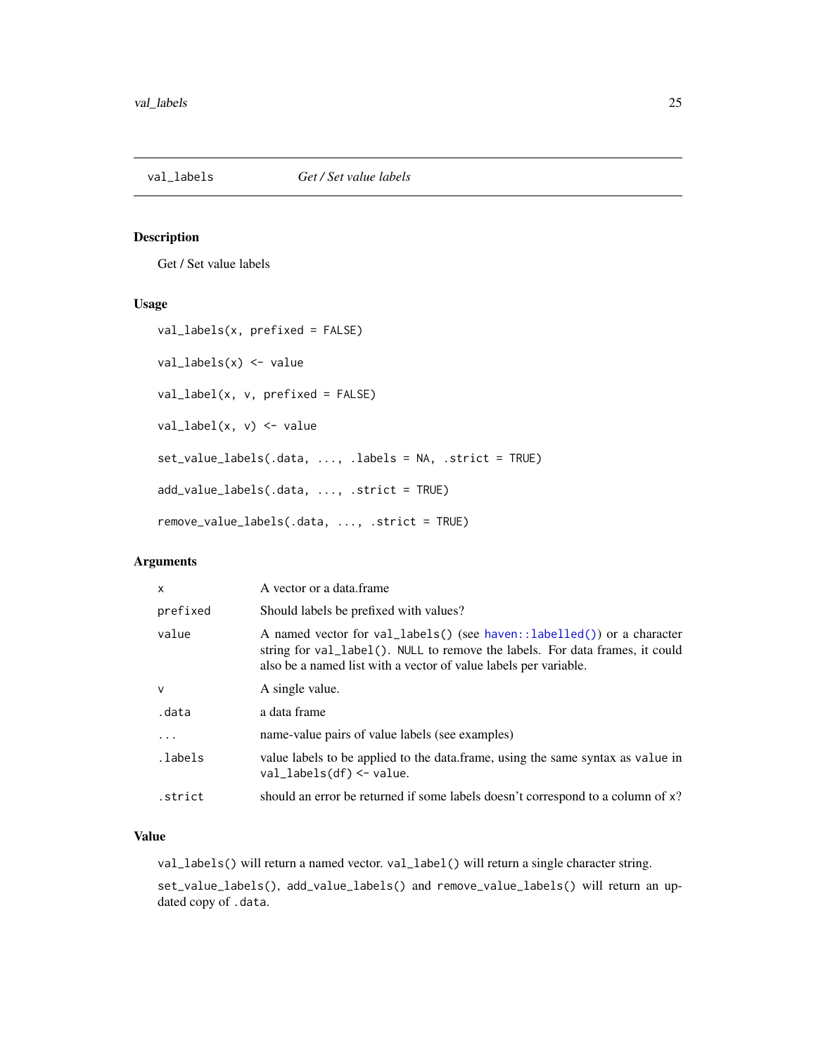## val_labels — *Get / Set value labels*

### Description

Get / Set value labels

### Usage

```
val_labels(x, prefixed = FALSE)

val_labels(x) <- value

val_label(x, v, prefixed = FALSE)

val_label(x, v) <- value

set_value_labels(.data, ..., .labels = NA, .strict = TRUE)

add_value_labels(.data, ..., .strict = TRUE)

remove_value_labels(.data, ..., .strict = TRUE)
```

### Arguments

| | |
|---|---|
| `x` | A vector or a data.frame |
| `prefixed` | Should labels be prefixed with values? |
| `value` | A named vector for `val_labels()` (see `haven::labelled()`) or a character string for `val_label()`. `NULL` to remove the labels. For data frames, it could also be a named list with a vector of value labels per variable. |
| `v` | A single value. |
| `.data` | a data frame |
| `...` | name-value pairs of value labels (see examples) |
| `.labels` | value labels to be applied to the data.frame, using the same syntax as `value` in `val_labels(df) <- value`. |
| `.strict` | should an error be returned if some labels doesn't correspond to a column of `x`? |

### Value

`val_labels()` will return a named vector. `val_label()` will return a single character string.

`set_value_labels()`, `add_value_labels()` and `remove_value_labels()` will return an updated copy of `.data`.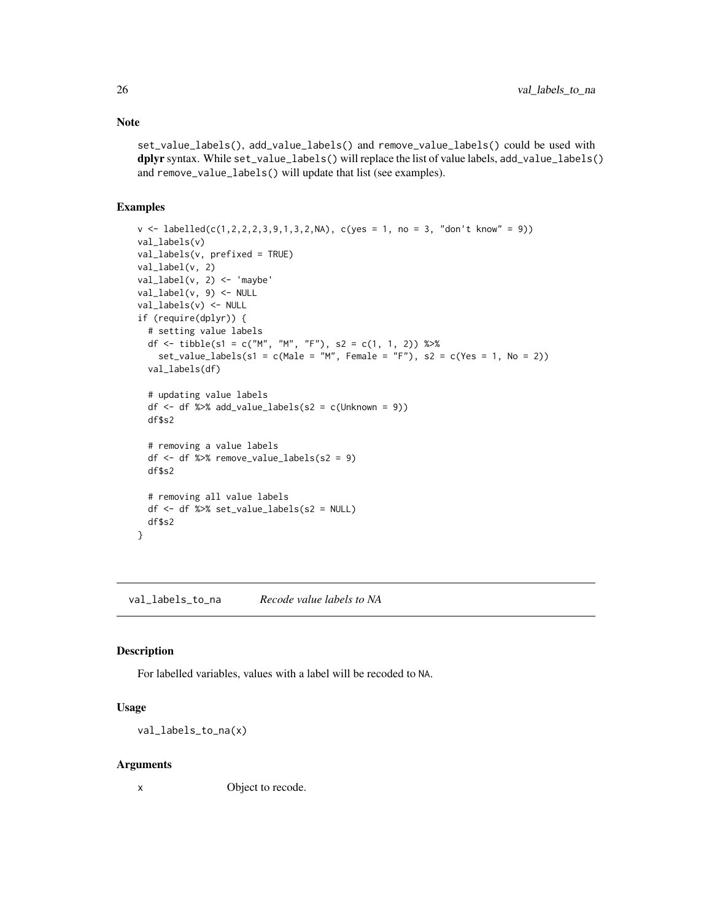### Note

set_value_labels(), add_value_labels() and remove_value_labels() could be used with **dplyr** syntax. While set_value_labels() will replace the list of value labels, add_value_labels() and remove_value_labels() will update that list (see examples).

### Examples

```
v <- labelled(c(1,2,2,2,3,9,1,3,2,NA), c(yes = 1, no = 3, "don't know" = 9))
val_labels(v)
val_labels(v, prefixed = TRUE)
val_label(v, 2)
val_label(v, 2) <- 'maybe'
val_label(v, 9) <- NULL
val_labels(v) <- NULL
if (require(dplyr)) {
  # setting value labels
  df <- tibble(s1 = c("M", "M", "F"), s2 = c(1, 1, 2)) %>%
    set_value_labels(s1 = c(Male = "M", Female = "F"), s2 = c(Yes = 1, No = 2))
  val_labels(df)

  # updating value labels
  df <- df %>% add_value_labels(s2 = c(Unknown = 9))
  df$s2

  # removing a value labels
  df <- df %>% remove_value_labels(s2 = 9)
  df$s2

  # removing all value labels
  df <- df %>% set_value_labels(s2 = NULL)
  df$s2
}
```

---

## val_labels_to_na — *Recode value labels to NA*

### Description

For labelled variables, values with a label will be recoded to NA.

### Usage

```
val_labels_to_na(x)
```

### Arguments

x    Object to recode.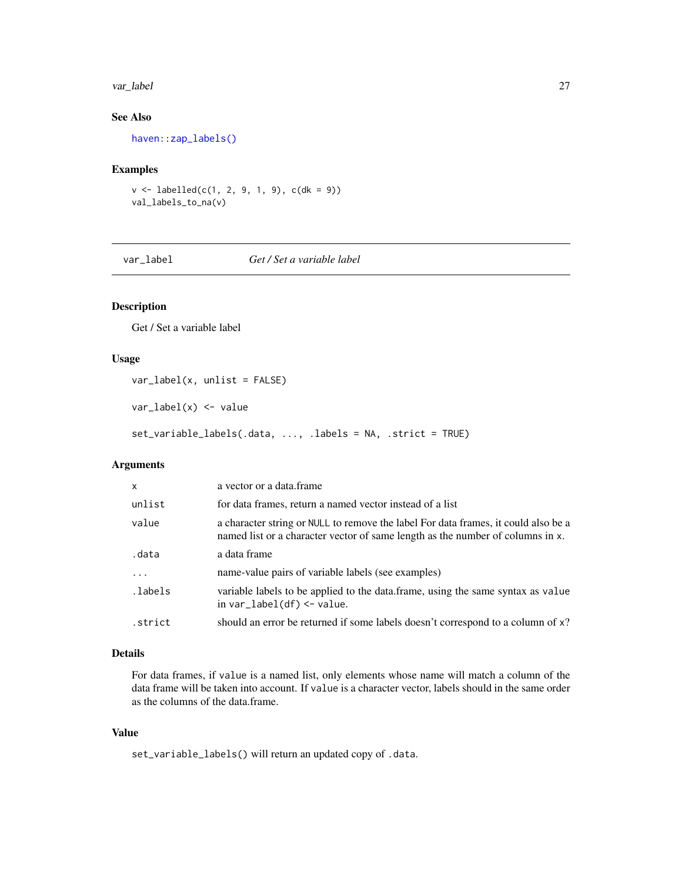## See Also

haven::zap_labels()

## Examples

```
v <- labelled(c(1, 2, 9, 1, 9), c(dk = 9))
val_labels_to_na(v)
```

---

# var_label — *Get / Set a variable label*

---

## Description

Get / Set a variable label

## Usage

```
var_label(x, unlist = FALSE)

var_label(x) <- value

set_variable_labels(.data, ..., .labels = NA, .strict = TRUE)
```

## Arguments

| | |
|---|---|
| x | a vector or a data.frame |
| unlist | for data frames, return a named vector instead of a list |
| value | a character string or NULL to remove the label For data frames, it could also be a named list or a character vector of same length as the number of columns in x. |
| .data | a data frame |
| ... | name-value pairs of variable labels (see examples) |
| .labels | variable labels to be applied to the data.frame, using the same syntax as value in var_label(df) <- value. |
| .strict | should an error be returned if some labels doesn't correspond to a column of x? |

## Details

For data frames, if value is a named list, only elements whose name will match a column of the data frame will be taken into account. If value is a character vector, labels should in the same order as the columns of the data.frame.

## Value

set_variable_labels() will return an updated copy of .data.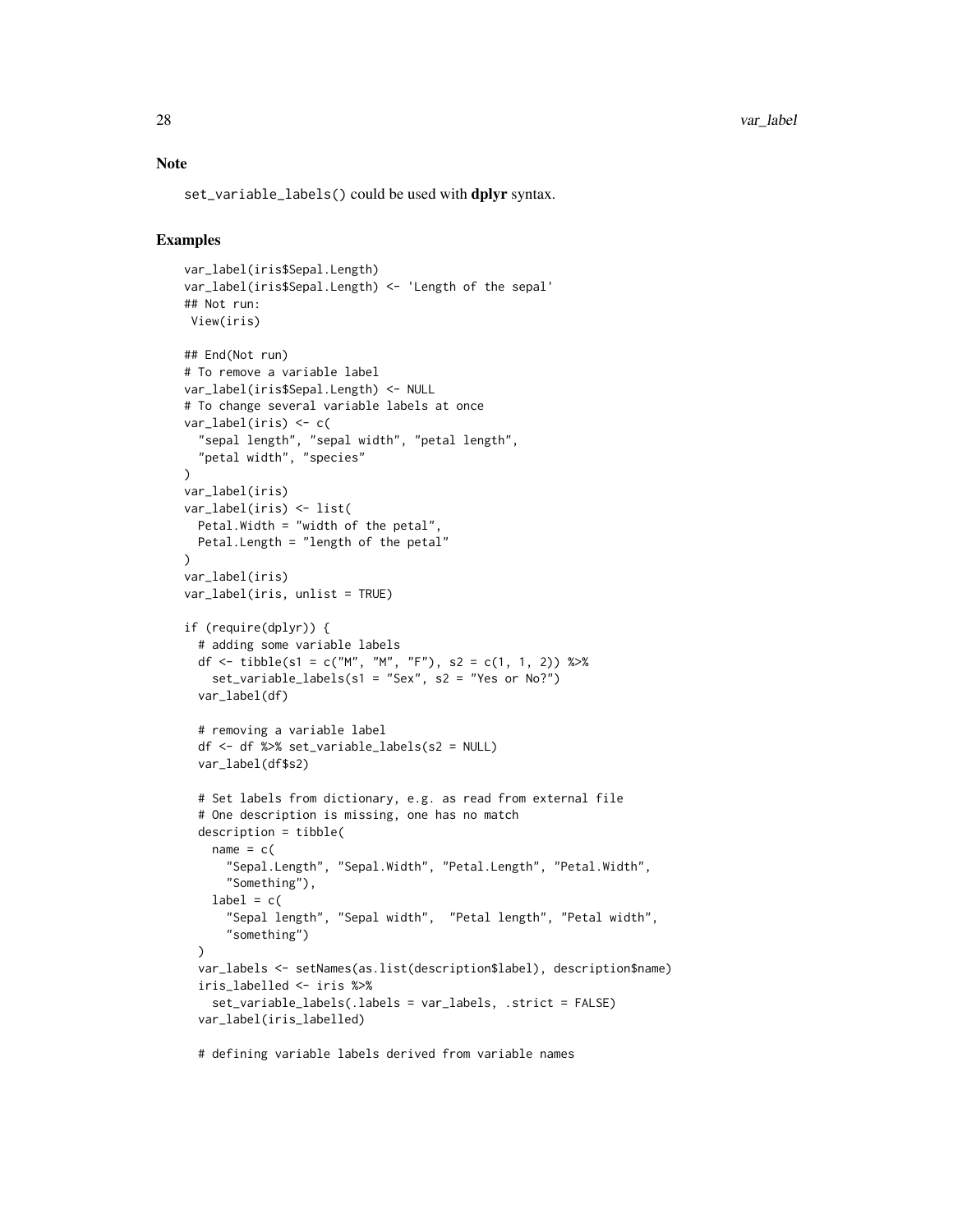## Note

`set_variable_labels()` could be used with **dplyr** syntax.

## Examples

```
var_label(iris$Sepal.Length)
var_label(iris$Sepal.Length) <- 'Length of the sepal'
## Not run:
 View(iris)

## End(Not run)
# To remove a variable label
var_label(iris$Sepal.Length) <- NULL
# To change several variable labels at once
var_label(iris) <- c(
  "sepal length", "sepal width", "petal length",
  "petal width", "species"
)
var_label(iris)
var_label(iris) <- list(
  Petal.Width = "width of the petal",
  Petal.Length = "length of the petal"
)
var_label(iris)
var_label(iris, unlist = TRUE)

if (require(dplyr)) {
  # adding some variable labels
  df <- tibble(s1 = c("M", "M", "F"), s2 = c(1, 1, 2)) %>%
    set_variable_labels(s1 = "Sex", s2 = "Yes or No?")
  var_label(df)

  # removing a variable label
  df <- df %>% set_variable_labels(s2 = NULL)
  var_label(df$s2)

  # Set labels from dictionary, e.g. as read from external file
  # One description is missing, one has no match
  description = tibble(
    name = c(
      "Sepal.Length", "Sepal.Width", "Petal.Length", "Petal.Width",
      "Something"),
    label = c(
      "Sepal length", "Sepal width",  "Petal length", "Petal width",
      "something")
  )
  var_labels <- setNames(as.list(description$label), description$name)
  iris_labelled <- iris %>%
    set_variable_labels(.labels = var_labels, .strict = FALSE)
  var_label(iris_labelled)

  # defining variable labels derived from variable names
```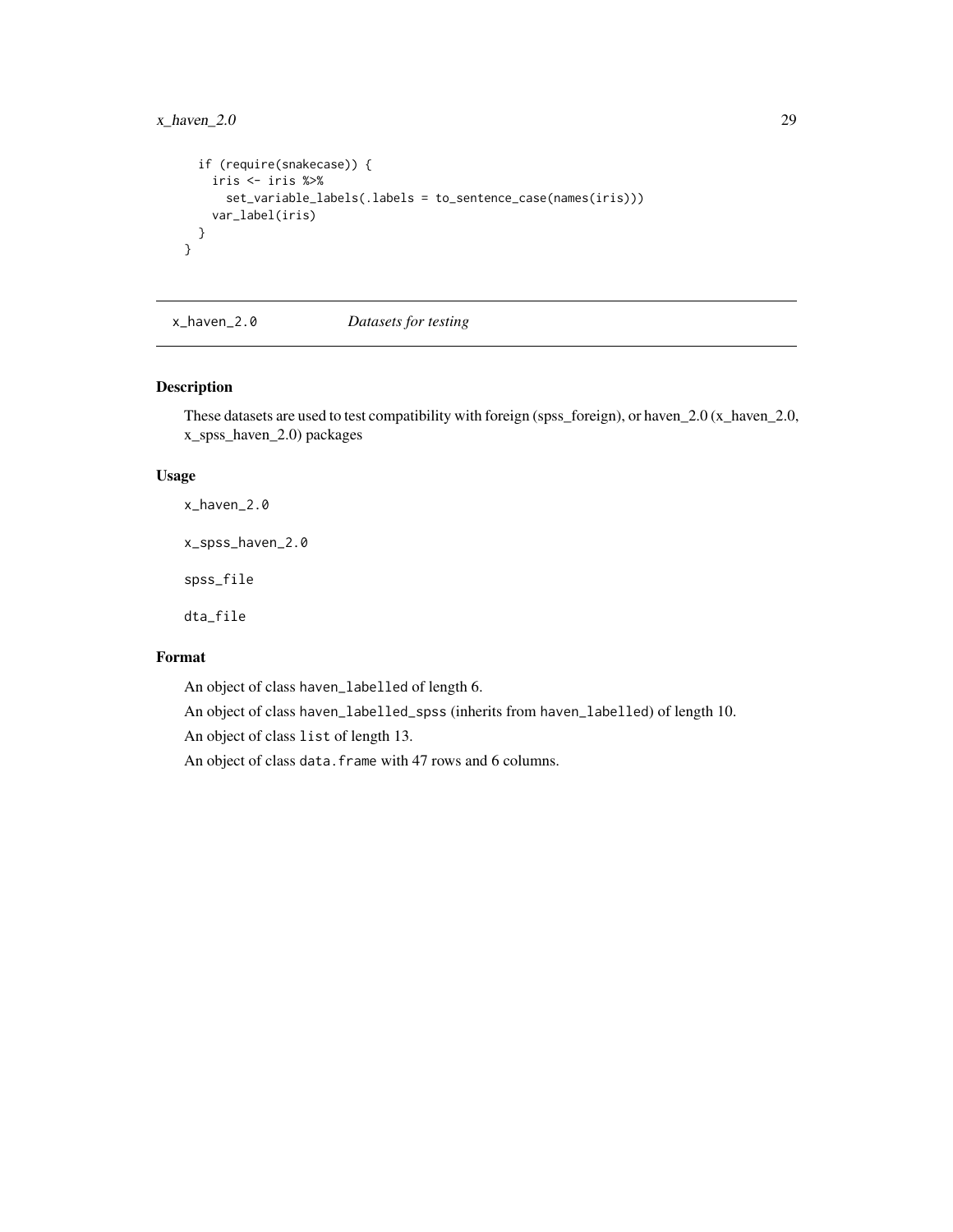```
  if (require(snakecase)) {
    iris <- iris %>%
      set_variable_labels(.labels = to_sentence_case(names(iris)))
    var_label(iris)
  }
}
```

## x_haven_2.0 &nbsp;&nbsp;&nbsp; *Datasets for testing*

### Description

These datasets are used to test compatibility with foreign (spss_foreign), or haven_2.0 (x_haven_2.0, x_spss_haven_2.0) packages

### Usage

```
x_haven_2.0

x_spss_haven_2.0

spss_file

dta_file
```

### Format

An object of class `haven_labelled` of length 6.

An object of class `haven_labelled_spss` (inherits from `haven_labelled`) of length 10.

An object of class `list` of length 13.

An object of class `data.frame` with 47 rows and 6 columns.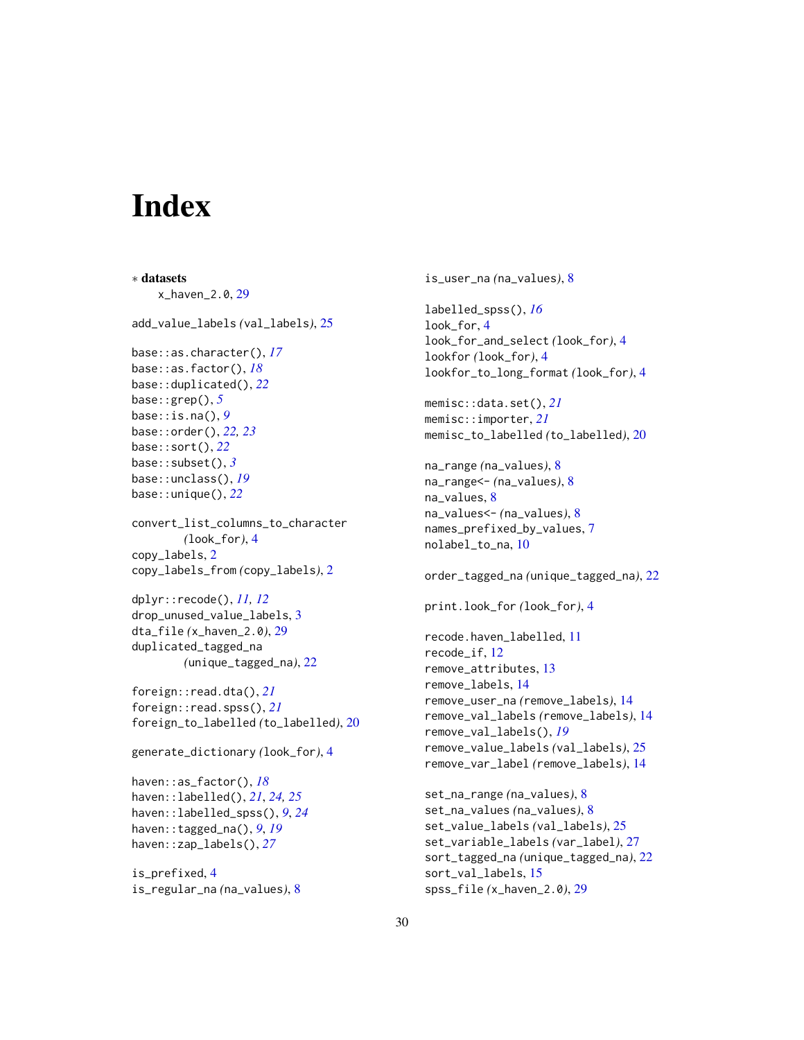# Index

∗ **datasets**
x_haven_2.0, *29*

add_value_labels *(*val_labels*)*, 25

base::as.character(), *17*
base::as.factor(), *18*
base::duplicated(), *22*
base::grep(), *5*
base::is.na(), *9*
base::order(), *22, 23*
base::sort(), *22*
base::subset(), *3*
base::unclass(), *19*
base::unique(), *22*

convert_list_columns_to_character *(*look_for*)*, 4
copy_labels, 2
copy_labels_from *(*copy_labels*)*, 2

dplyr::recode(), *11, 12*
drop_unused_value_labels, 3
dta_file *(*x_haven_2.0*)*, 29
duplicated_tagged_na *(*unique_tagged_na*)*, 22

foreign::read.dta(), *21*
foreign::read.spss(), *21*
foreign_to_labelled *(*to_labelled*)*, 20

generate_dictionary *(*look_for*)*, 4

haven::as_factor(), *18*
haven::labelled(), *21*, *24, 25*
haven::labelled_spss(), *9*, *24*
haven::tagged_na(), *9*, *19*
haven::zap_labels(), *27*

is_prefixed, 4
is_regular_na *(*na_values*)*, 8
is_user_na *(*na_values*)*, 8

labelled_spss(), *16*
look_for, 4
look_for_and_select *(*look_for*)*, 4
lookfor *(*look_for*)*, 4
lookfor_to_long_format *(*look_for*)*, 4

memisc::data.set(), *21*
memisc::importer, *21*
memisc_to_labelled *(*to_labelled*)*, 20

na_range *(*na_values*)*, 8
na_range<- *(*na_values*)*, 8
na_values, 8
na_values<- *(*na_values*)*, 8
names_prefixed_by_values, 7
nolabel_to_na, 10

order_tagged_na *(*unique_tagged_na*)*, 22

print.look_for *(*look_for*)*, 4

recode.haven_labelled, 11
recode_if, 12
remove_attributes, 13
remove_labels, 14
remove_user_na *(*remove_labels*)*, 14
remove_val_labels *(*remove_labels*)*, 14
remove_val_labels(), *19*
remove_value_labels *(*val_labels*)*, 25
remove_var_label *(*remove_labels*)*, 14

set_na_range *(*na_values*)*, 8
set_na_values *(*na_values*)*, 8
set_value_labels *(*val_labels*)*, 25
set_variable_labels *(*var_label*)*, 27
sort_tagged_na *(*unique_tagged_na*)*, 22
sort_val_labels, 15
spss_file *(*x_haven_2.0*)*, 29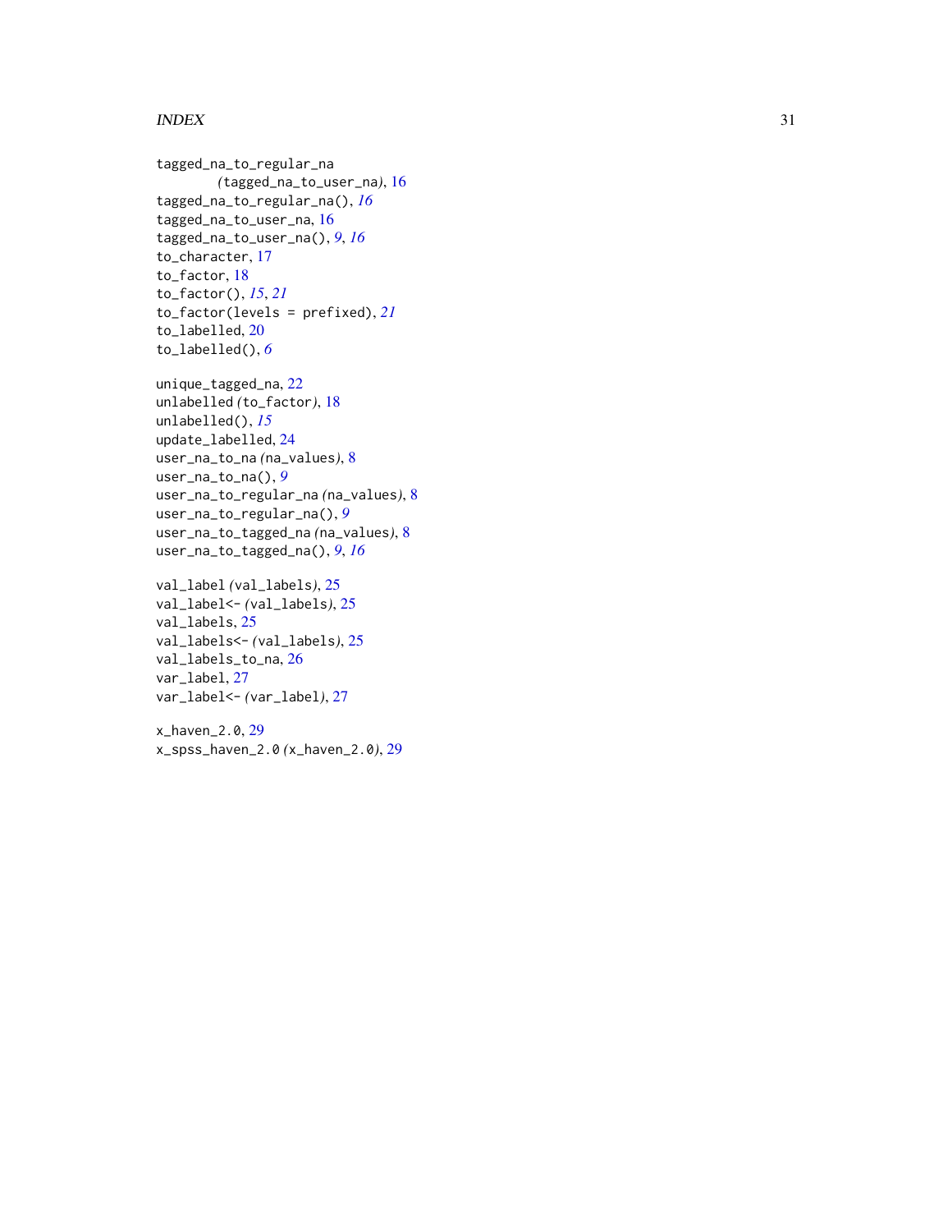tagged_na_to_regular_na
    (tagged_na_to_user_na), 16
tagged_na_to_regular_na(), *16*
tagged_na_to_user_na, 16
tagged_na_to_user_na(), *9*, *16*
to_character, 17
to_factor, 18
to_factor(), *15*, *21*
to_factor(levels = prefixed), *21*
to_labelled, 20
to_labelled(), *6*

unique_tagged_na, 22
unlabelled (to_factor), 18
unlabelled(), *15*
update_labelled, 24
user_na_to_na (na_values), 8
user_na_to_na(), *9*
user_na_to_regular_na (na_values), 8
user_na_to_regular_na(), *9*
user_na_to_tagged_na (na_values), 8
user_na_to_tagged_na(), *9*, *16*

val_label (val_labels), 25
val_label<- (val_labels), 25
val_labels, 25
val_labels<- (val_labels), 25
val_labels_to_na, 26
var_label, 27
var_label<- (var_label), 27

x_haven_2.0, 29
x_spss_haven_2.0 (x_haven_2.0), 29